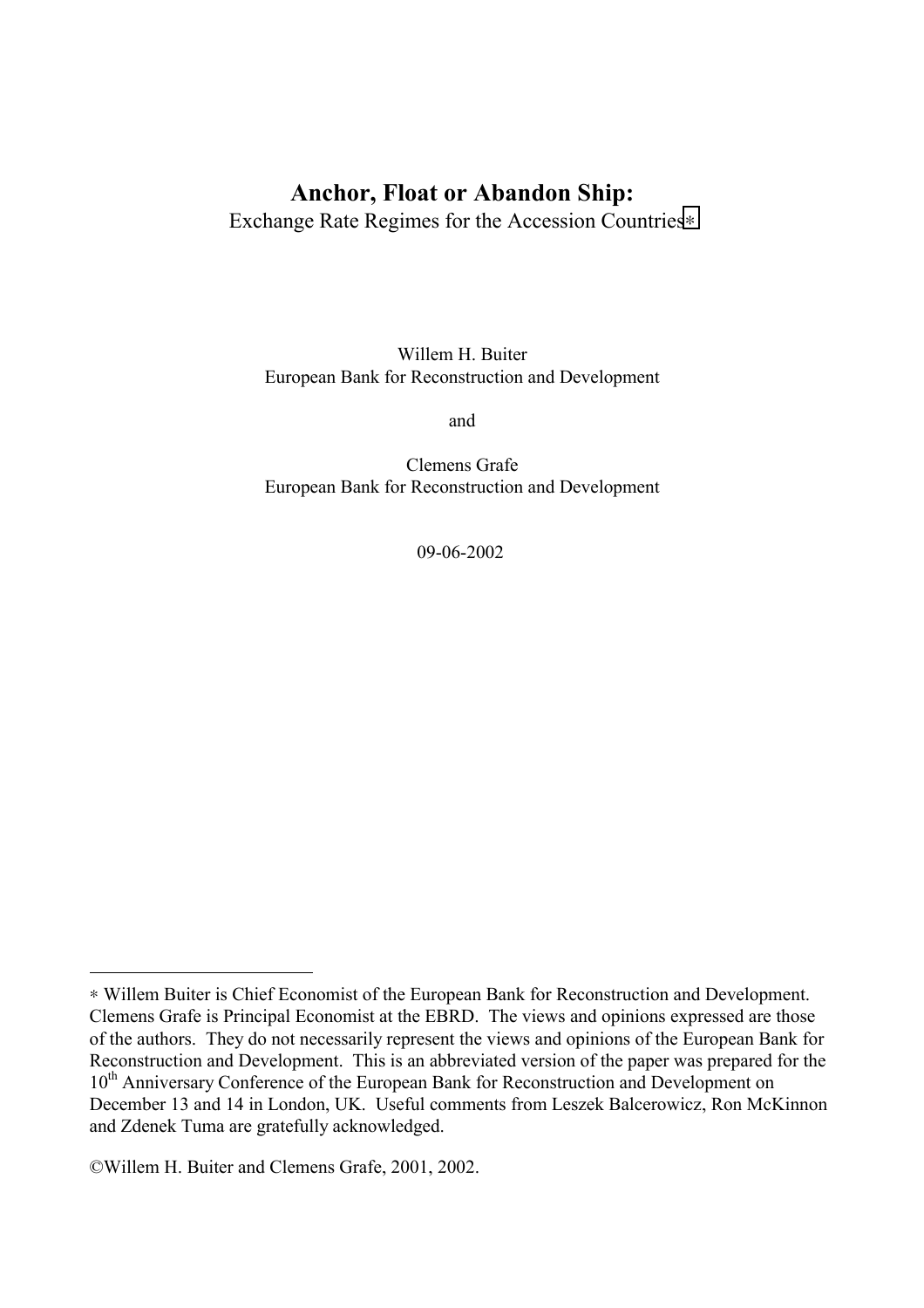# Anchor, Float or Abandon Ship:

Exchange Rate Regimes for the Accession Countries[∗]

Willem H. Buiter
European Bank for Reconstruction and Development

and

Clemens Grafe
European Bank for Reconstruction and Development

09-06-2002

---

∗ Willem Buiter is Chief Economist of the European Bank for Reconstruction and Development. Clemens Grafe is Principal Economist at the EBRD. The views and opinions expressed are those of the authors. They do not necessarily represent the views and opinions of the European Bank for Reconstruction and Development. This is an abbreviated version of the paper was prepared for the 10th Anniversary Conference of the European Bank for Reconstruction and Development on December 13 and 14 in London, UK. Useful comments from Leszek Balcerowicz, Ron McKinnon and Zdenek Tuma are gratefully acknowledged.

©Willem H. Buiter and Clemens Grafe, 2001, 2002.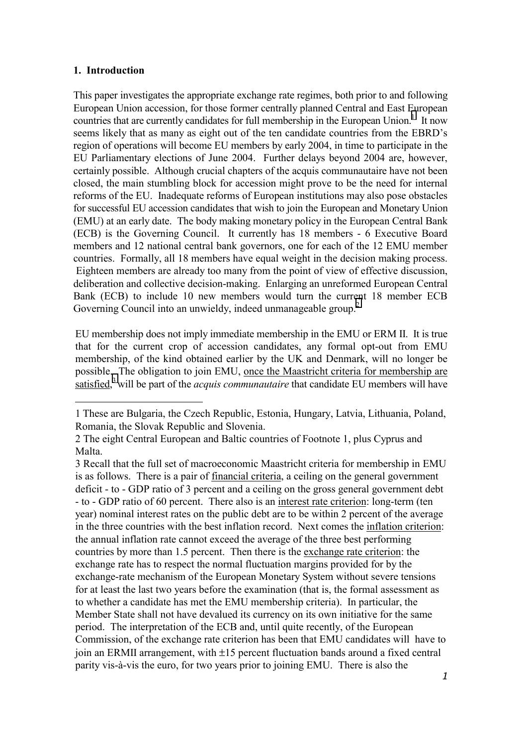## 1. Introduction

This paper investigates the appropriate exchange rate regimes, both prior to and following European Union accession, for those former centrally planned Central and East European countries that are currently candidates for full membership in the European Union.[1] It now seems likely that as many as eight out of the ten candidate countries from the EBRD's region of operations will become EU members by early 2004, in time to participate in the EU Parliamentary elections of June 2004. Further delays beyond 2004 are, however, certainly possible. Although crucial chapters of the acquis communautaire have not been closed, the main stumbling block for accession might prove to be the need for internal reforms of the EU. Inadequate reforms of European institutions may also pose obstacles for successful EU accession candidates that wish to join the European and Monetary Union (EMU) at an early date. The body making monetary policy in the European Central Bank (ECB) is the Governing Council. It currently has 18 members - 6 Executive Board members and 12 national central bank governors, one for each of the 12 EMU member countries. Formally, all 18 members have equal weight in the decision making process. Eighteen members are already too many from the point of view of effective discussion, deliberation and collective decision-making. Enlarging an unreformed European Central Bank (ECB) to include 10 new members would turn the current 18 member ECB Governing Council into an unwieldy, indeed unmanageable group.[2]

EU membership does not imply immediate membership in the EMU or ERM II. It is true that for the current crop of accession candidates, any formal opt-out from EMU membership, of the kind obtained earlier by the UK and Denmark, will no longer be possible. The obligation to join EMU, once the Maastricht criteria for membership are satisfied,[3] will be part of the *acquis communautaire* that candidate EU members will have

---

1 These are Bulgaria, the Czech Republic, Estonia, Hungary, Latvia, Lithuania, Poland, Romania, the Slovak Republic and Slovenia.

2 The eight Central European and Baltic countries of Footnote 1, plus Cyprus and Malta.

3 Recall that the full set of macroeconomic Maastricht criteria for membership in EMU is as follows. There is a pair of financial criteria, a ceiling on the general government deficit - to - GDP ratio of 3 percent and a ceiling on the gross general government debt - to - GDP ratio of 60 percent. There also is an interest rate criterion: long-term (ten year) nominal interest rates on the public debt are to be within 2 percent of the average in the three countries with the best inflation record. Next comes the inflation criterion: the annual inflation rate cannot exceed the average of the three best performing countries by more than 1.5 percent. Then there is the exchange rate criterion: the exchange rate has to respect the normal fluctuation margins provided for by the exchange-rate mechanism of the European Monetary System without severe tensions for at least the last two years before the examination (that is, the formal assessment as to whether a candidate has met the EMU membership criteria). In particular, the Member State shall not have devalued its currency on its own initiative for the same period. The interpretation of the ECB and, until quite recently, of the European Commission, of the exchange rate criterion has been that EMU candidates will have to join an ERMII arrangement, with ±15 percent fluctuation bands around a fixed central parity vis-à-vis the euro, for two years prior to joining EMU. There is also the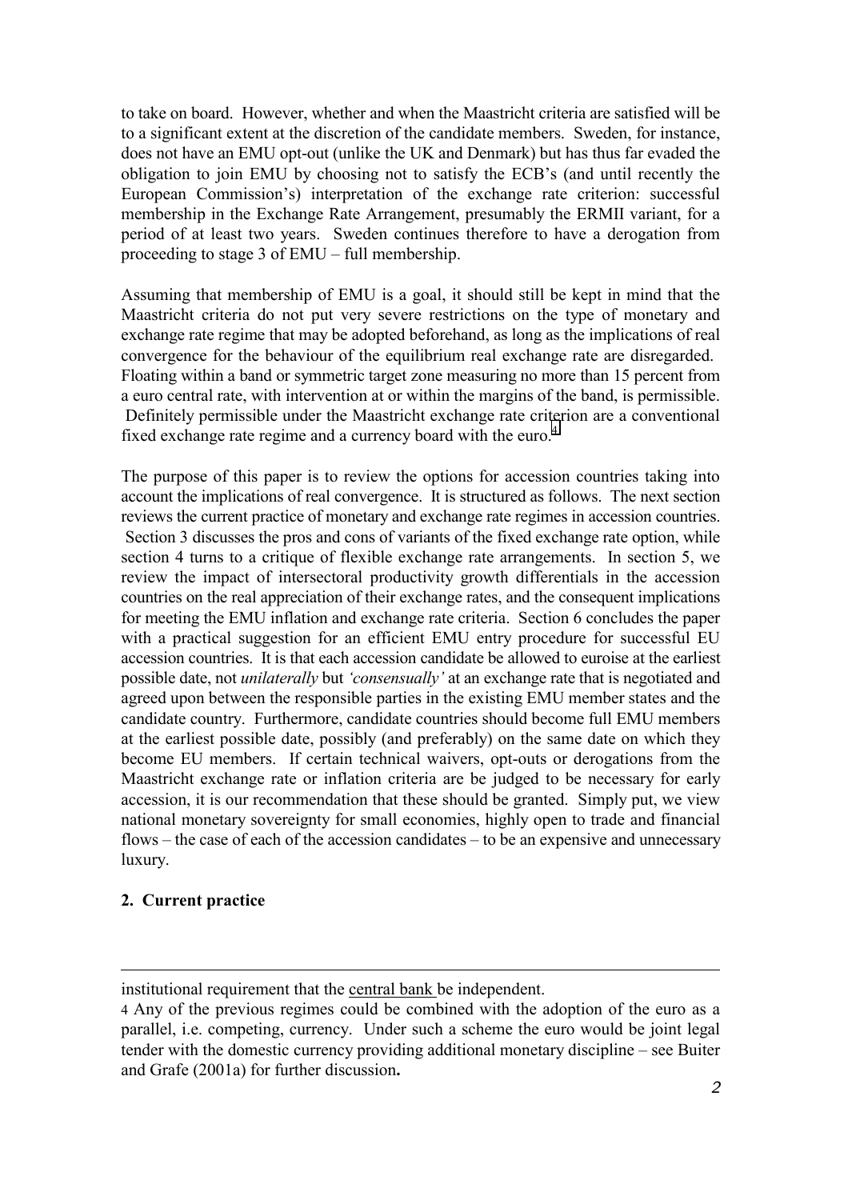to take on board. However, whether and when the Maastricht criteria are satisfied will be to a significant extent at the discretion of the candidate members. Sweden, for instance, does not have an EMU opt-out (unlike the UK and Denmark) but has thus far evaded the obligation to join EMU by choosing not to satisfy the ECB's (and until recently the European Commission's) interpretation of the exchange rate criterion: successful membership in the Exchange Rate Arrangement, presumably the ERMII variant, for a period of at least two years. Sweden continues therefore to have a derogation from proceeding to stage 3 of EMU – full membership.

Assuming that membership of EMU is a goal, it should still be kept in mind that the Maastricht criteria do not put very severe restrictions on the type of monetary and exchange rate regime that may be adopted beforehand, as long as the implications of real convergence for the behaviour of the equilibrium real exchange rate are disregarded. Floating within a band or symmetric target zone measuring no more than 15 percent from a euro central rate, with intervention at or within the margins of the band, is permissible. Definitely permissible under the Maastricht exchange rate criterion are a conventional fixed exchange rate regime and a currency board with the euro.[4]

The purpose of this paper is to review the options for accession countries taking into account the implications of real convergence. It is structured as follows. The next section reviews the current practice of monetary and exchange rate regimes in accession countries. Section 3 discusses the pros and cons of variants of the fixed exchange rate option, while section 4 turns to a critique of flexible exchange rate arrangements. In section 5, we review the impact of intersectoral productivity growth differentials in the accession countries on the real appreciation of their exchange rates, and the consequent implications for meeting the EMU inflation and exchange rate criteria. Section 6 concludes the paper with a practical suggestion for an efficient EMU entry procedure for successful EU accession countries. It is that each accession candidate be allowed to euroise at the earliest possible date, not *unilaterally* but *'consensually'* at an exchange rate that is negotiated and agreed upon between the responsible parties in the existing EMU member states and the candidate country. Furthermore, candidate countries should become full EMU members at the earliest possible date, possibly (and preferably) on the same date on which they become EU members. If certain technical waivers, opt-outs or derogations from the Maastricht exchange rate or inflation criteria are be judged to be necessary for early accession, it is our recommendation that these should be granted. Simply put, we view national monetary sovereignty for small economies, highly open to trade and financial flows – the case of each of the accession candidates – to be an expensive and unnecessary luxury.

## 2. Current practice

---

institutional requirement that the central bank be independent.

4 Any of the previous regimes could be combined with the adoption of the euro as a parallel, i.e. competing, currency. Under such a scheme the euro would be joint legal tender with the domestic currency providing additional monetary discipline – see Buiter and Grafe (2001a) for further discussion.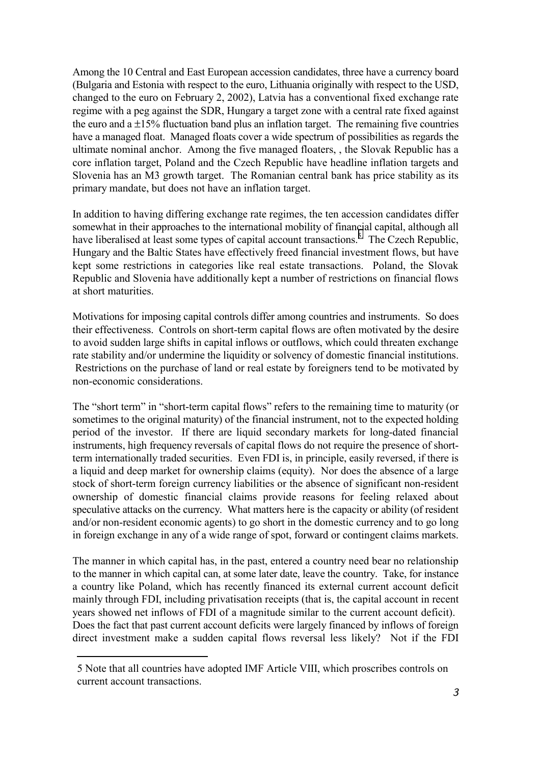Among the 10 Central and East European accession candidates, three have a currency board (Bulgaria and Estonia with respect to the euro, Lithuania originally with respect to the USD, changed to the euro on February 2, 2002), Latvia has a conventional fixed exchange rate regime with a peg against the SDR, Hungary a target zone with a central rate fixed against the euro and a ±15% fluctuation band plus an inflation target. The remaining five countries have a managed float. Managed floats cover a wide spectrum of possibilities as regards the ultimate nominal anchor. Among the five managed floaters, , the Slovak Republic has a core inflation target, Poland and the Czech Republic have headline inflation targets and Slovenia has an M3 growth target. The Romanian central bank has price stability as its primary mandate, but does not have an inflation target.

In addition to having differing exchange rate regimes, the ten accession candidates differ somewhat in their approaches to the international mobility of financial capital, although all have liberalised at least some types of capital account transactions.[5] The Czech Republic, Hungary and the Baltic States have effectively freed financial investment flows, but have kept some restrictions in categories like real estate transactions. Poland, the Slovak Republic and Slovenia have additionally kept a number of restrictions on financial flows at short maturities.

Motivations for imposing capital controls differ among countries and instruments. So does their effectiveness. Controls on short-term capital flows are often motivated by the desire to avoid sudden large shifts in capital inflows or outflows, which could threaten exchange rate stability and/or undermine the liquidity or solvency of domestic financial institutions. Restrictions on the purchase of land or real estate by foreigners tend to be motivated by non-economic considerations.

The "short term" in "short-term capital flows" refers to the remaining time to maturity (or sometimes to the original maturity) of the financial instrument, not to the expected holding period of the investor. If there are liquid secondary markets for long-dated financial instruments, high frequency reversals of capital flows do not require the presence of short-term internationally traded securities. Even FDI is, in principle, easily reversed, if there is a liquid and deep market for ownership claims (equity). Nor does the absence of a large stock of short-term foreign currency liabilities or the absence of significant non-resident ownership of domestic financial claims provide reasons for feeling relaxed about speculative attacks on the currency. What matters here is the capacity or ability (of resident and/or non-resident economic agents) to go short in the domestic currency and to go long in foreign exchange in any of a wide range of spot, forward or contingent claims markets.

The manner in which capital has, in the past, entered a country need bear no relationship to the manner in which capital can, at some later date, leave the country. Take, for instance a country like Poland, which has recently financed its external current account deficit mainly through FDI, including privatisation receipts (that is, the capital account in recent years showed net inflows of FDI of a magnitude similar to the current account deficit). Does the fact that past current account deficits were largely financed by inflows of foreign direct investment make a sudden capital flows reversal less likely? Not if the FDI

---

5 Note that all countries have adopted IMF Article VIII, which proscribes controls on current account transactions.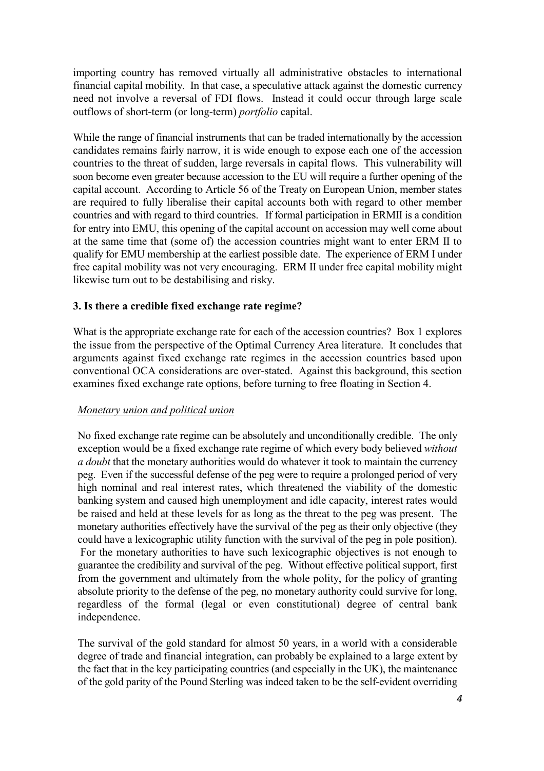importing country has removed virtually all administrative obstacles to international financial capital mobility. In that case, a speculative attack against the domestic currency need not involve a reversal of FDI flows. Instead it could occur through large scale outflows of short-term (or long-term) *portfolio* capital.

While the range of financial instruments that can be traded internationally by the accession candidates remains fairly narrow, it is wide enough to expose each one of the accession countries to the threat of sudden, large reversals in capital flows. This vulnerability will soon become even greater because accession to the EU will require a further opening of the capital account. According to Article 56 of the Treaty on European Union, member states are required to fully liberalise their capital accounts both with regard to other member countries and with regard to third countries. If formal participation in ERMII is a condition for entry into EMU, this opening of the capital account on accession may well come about at the same time that (some of) the accession countries might want to enter ERM II to qualify for EMU membership at the earliest possible date. The experience of ERM I under free capital mobility was not very encouraging. ERM II under free capital mobility might likewise turn out to be destabilising and risky.

## 3. Is there a credible fixed exchange rate regime?

What is the appropriate exchange rate for each of the accession countries? Box 1 explores the issue from the perspective of the Optimal Currency Area literature. It concludes that arguments against fixed exchange rate regimes in the accession countries based upon conventional OCA considerations are over-stated. Against this background, this section examines fixed exchange rate options, before turning to free floating in Section 4.

### Monetary union and political union

No fixed exchange rate regime can be absolutely and unconditionally credible. The only exception would be a fixed exchange rate regime of which every body believed *without a doubt* that the monetary authorities would do whatever it took to maintain the currency peg. Even if the successful defense of the peg were to require a prolonged period of very high nominal and real interest rates, which threatened the viability of the domestic banking system and caused high unemployment and idle capacity, interest rates would be raised and held at these levels for as long as the threat to the peg was present. The monetary authorities effectively have the survival of the peg as their only objective (they could have a lexicographic utility function with the survival of the peg in pole position). For the monetary authorities to have such lexicographic objectives is not enough to guarantee the credibility and survival of the peg. Without effective political support, first from the government and ultimately from the whole polity, for the policy of granting absolute priority to the defense of the peg, no monetary authority could survive for long, regardless of the formal (legal or even constitutional) degree of central bank independence.

The survival of the gold standard for almost 50 years, in a world with a considerable degree of trade and financial integration, can probably be explained to a large extent by the fact that in the key participating countries (and especially in the UK), the maintenance of the gold parity of the Pound Sterling was indeed taken to be the self-evident overriding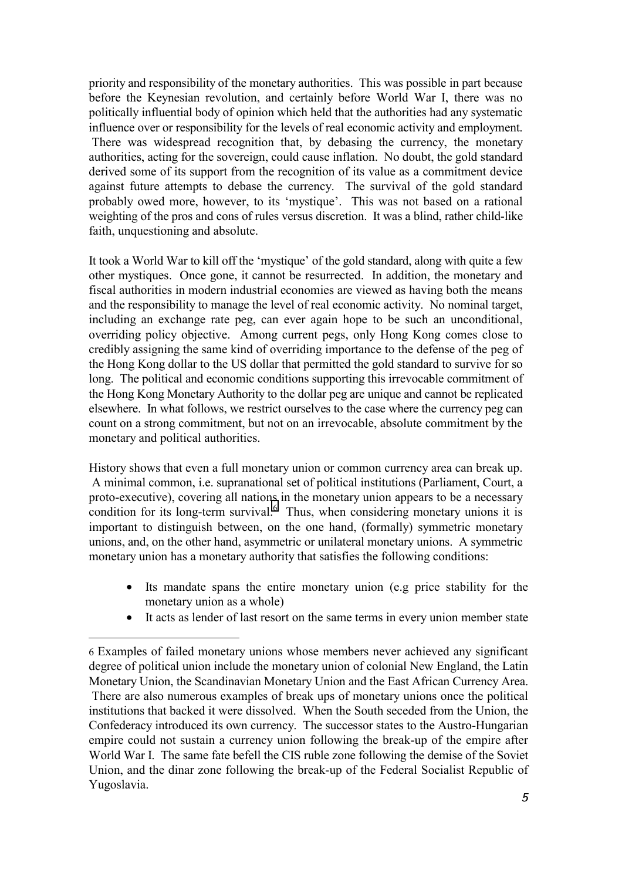priority and responsibility of the monetary authorities. This was possible in part because before the Keynesian revolution, and certainly before World War I, there was no politically influential body of opinion which held that the authorities had any systematic influence over or responsibility for the levels of real economic activity and employment. There was widespread recognition that, by debasing the currency, the monetary authorities, acting for the sovereign, could cause inflation. No doubt, the gold standard derived some of its support from the recognition of its value as a commitment device against future attempts to debase the currency. The survival of the gold standard probably owed more, however, to its 'mystique'. This was not based on a rational weighting of the pros and cons of rules versus discretion. It was a blind, rather child-like faith, unquestioning and absolute.

It took a World War to kill off the 'mystique' of the gold standard, along with quite a few other mystiques. Once gone, it cannot be resurrected. In addition, the monetary and fiscal authorities in modern industrial economies are viewed as having both the means and the responsibility to manage the level of real economic activity. No nominal target, including an exchange rate peg, can ever again hope to be such an unconditional, overriding policy objective. Among current pegs, only Hong Kong comes close to credibly assigning the same kind of overriding importance to the defense of the peg of the Hong Kong dollar to the US dollar that permitted the gold standard to survive for so long. The political and economic conditions supporting this irrevocable commitment of the Hong Kong Monetary Authority to the dollar peg are unique and cannot be replicated elsewhere. In what follows, we restrict ourselves to the case where the currency peg can count on a strong commitment, but not on an irrevocable, absolute commitment by the monetary and political authorities.

History shows that even a full monetary union or common currency area can break up. A minimal common, i.e. supranational set of political institutions (Parliament, Court, a proto-executive), covering all nations in the monetary union appears to be a necessary condition for its long-term survival.[6] Thus, when considering monetary unions it is important to distinguish between, on the one hand, (formally) symmetric monetary unions, and, on the other hand, asymmetric or unilateral monetary unions. A symmetric monetary union has a monetary authority that satisfies the following conditions:

- Its mandate spans the entire monetary union (e.g price stability for the monetary union as a whole)
- It acts as lender of last resort on the same terms in every union member state

[6] Examples of failed monetary unions whose members never achieved any significant degree of political union include the monetary union of colonial New England, the Latin Monetary Union, the Scandinavian Monetary Union and the East African Currency Area. There are also numerous examples of break ups of monetary unions once the political institutions that backed it were dissolved. When the South seceded from the Union, the Confederacy introduced its own currency. The successor states to the Austro-Hungarian empire could not sustain a currency union following the break-up of the empire after World War I. The same fate befell the CIS ruble zone following the demise of the Soviet Union, and the dinar zone following the break-up of the Federal Socialist Republic of Yugoslavia.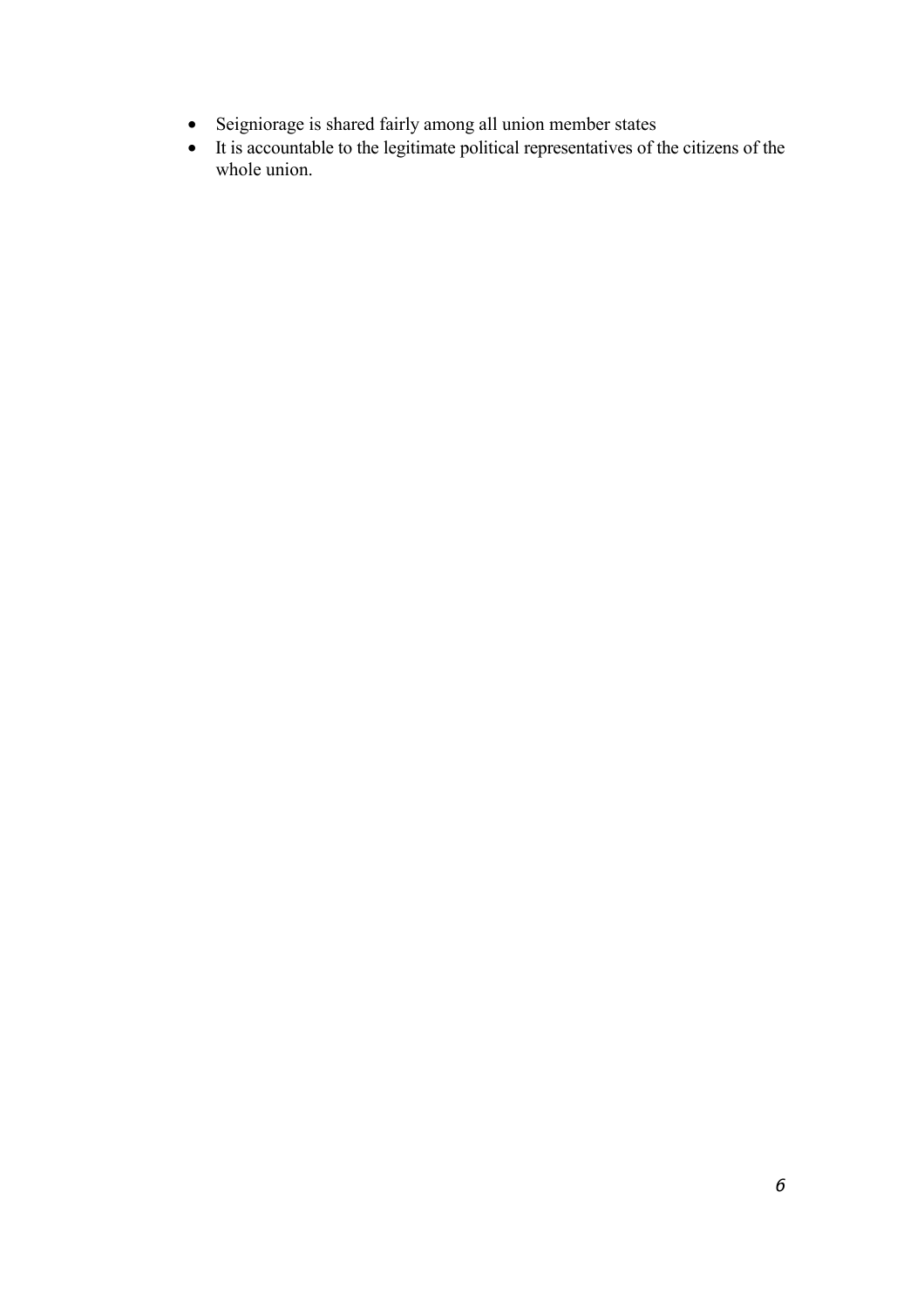- Seigniorage is shared fairly among all union member states
- It is accountable to the legitimate political representatives of the citizens of the whole union.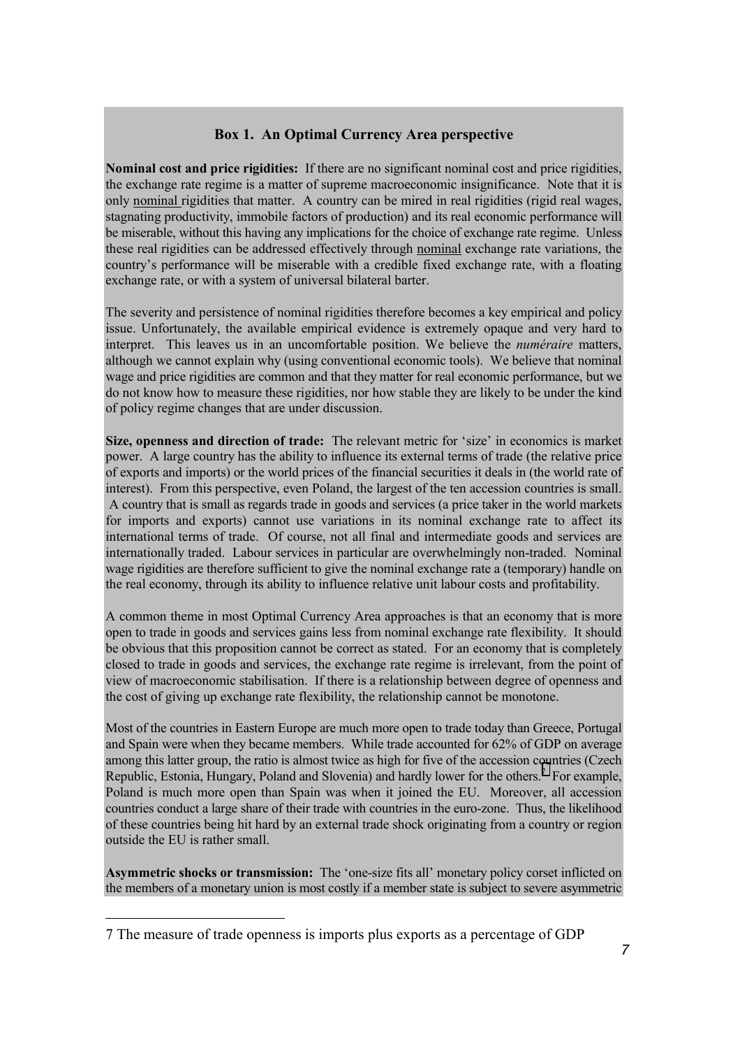### Box 1. An Optimal Currency Area perspective

**Nominal cost and price rigidities:** If there are no significant nominal cost and price rigidities, the exchange rate regime is a matter of supreme macroeconomic insignificance. Note that it is only nominal rigidities that matter. A country can be mired in real rigidities (rigid real wages, stagnating productivity, immobile factors of production) and its real economic performance will be miserable, without this having any implications for the choice of exchange rate regime. Unless these real rigidities can be addressed effectively through nominal exchange rate variations, the country's performance will be miserable with a credible fixed exchange rate, with a floating exchange rate, or with a system of universal bilateral barter.

The severity and persistence of nominal rigidities therefore becomes a key empirical and policy issue. Unfortunately, the available empirical evidence is extremely opaque and very hard to interpret. This leaves us in an uncomfortable position. We believe the *numéraire* matters, although we cannot explain why (using conventional economic tools). We believe that nominal wage and price rigidities are common and that they matter for real economic performance, but we do not know how to measure these rigidities, nor how stable they are likely to be under the kind of policy regime changes that are under discussion.

**Size, openness and direction of trade:** The relevant metric for 'size' in economics is market power. A large country has the ability to influence its external terms of trade (the relative price of exports and imports) or the world prices of the financial securities it deals in (the world rate of interest). From this perspective, even Poland, the largest of the ten accession countries is small. A country that is small as regards trade in goods and services (a price taker in the world markets for imports and exports) cannot use variations in its nominal exchange rate to affect its international terms of trade. Of course, not all final and intermediate goods and services are internationally traded. Labour services in particular are overwhelmingly non-traded. Nominal wage rigidities are therefore sufficient to give the nominal exchange rate a (temporary) handle on the real economy, through its ability to influence relative unit labour costs and profitability.

A common theme in most Optimal Currency Area approaches is that an economy that is more open to trade in goods and services gains less from nominal exchange rate flexibility. It should be obvious that this proposition cannot be correct as stated. For an economy that is completely closed to trade in goods and services, the exchange rate regime is irrelevant, from the point of view of macroeconomic stabilisation. If there is a relationship between degree of openness and the cost of giving up exchange rate flexibility, the relationship cannot be monotone.

Most of the countries in Eastern Europe are much more open to trade today than Greece, Portugal and Spain were when they became members. While trade accounted for 62% of GDP on average among this latter group, the ratio is almost twice as high for five of the accession countries (Czech Republic, Estonia, Hungary, Poland and Slovenia) and hardly lower for the others.[7] For example, Poland is much more open than Spain was when it joined the EU. Moreover, all accession countries conduct a large share of their trade with countries in the euro-zone. Thus, the likelihood of these countries being hit hard by an external trade shock originating from a country or region outside the EU is rather small.

**Asymmetric shocks or transmission:** The 'one-size fits all' monetary policy corset inflicted on the members of a monetary union is most costly if a member state is subject to severe asymmetric

---

7 The measure of trade openness is imports plus exports as a percentage of GDP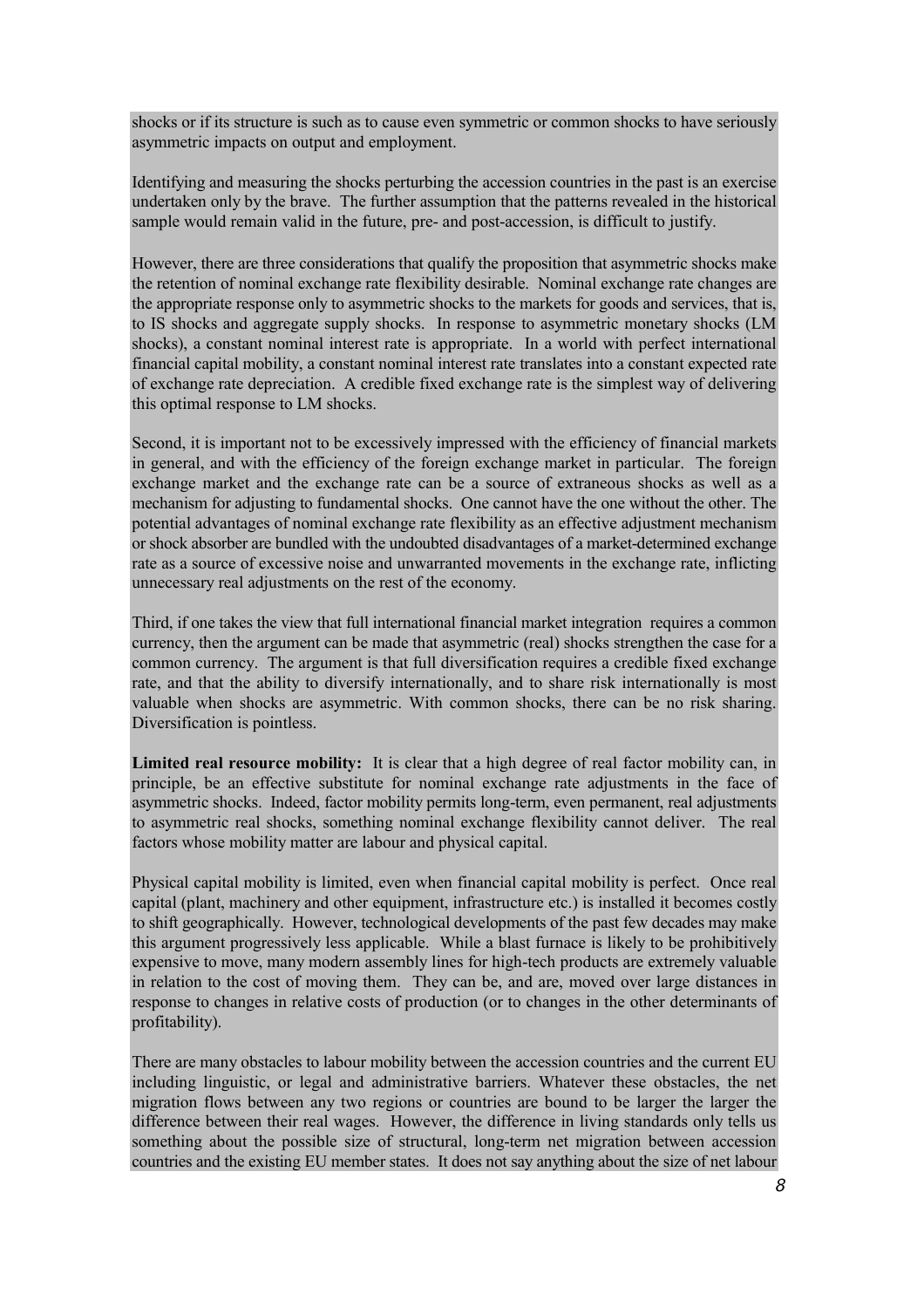shocks or if its structure is such as to cause even symmetric or common shocks to have seriously asymmetric impacts on output and employment.

Identifying and measuring the shocks perturbing the accession countries in the past is an exercise undertaken only by the brave. The further assumption that the patterns revealed in the historical sample would remain valid in the future, pre- and post-accession, is difficult to justify.

However, there are three considerations that qualify the proposition that asymmetric shocks make the retention of nominal exchange rate flexibility desirable. Nominal exchange rate changes are the appropriate response only to asymmetric shocks to the markets for goods and services, that is, to IS shocks and aggregate supply shocks. In response to asymmetric monetary shocks (LM shocks), a constant nominal interest rate is appropriate. In a world with perfect international financial capital mobility, a constant nominal interest rate translates into a constant expected rate of exchange rate depreciation. A credible fixed exchange rate is the simplest way of delivering this optimal response to LM shocks.

Second, it is important not to be excessively impressed with the efficiency of financial markets in general, and with the efficiency of the foreign exchange market in particular. The foreign exchange market and the exchange rate can be a source of extraneous shocks as well as a mechanism for adjusting to fundamental shocks. One cannot have the one without the other. The potential advantages of nominal exchange rate flexibility as an effective adjustment mechanism or shock absorber are bundled with the undoubted disadvantages of a market-determined exchange rate as a source of excessive noise and unwarranted movements in the exchange rate, inflicting unnecessary real adjustments on the rest of the economy.

Third, if one takes the view that full international financial market integration requires a common currency, then the argument can be made that asymmetric (real) shocks strengthen the case for a common currency. The argument is that full diversification requires a credible fixed exchange rate, and that the ability to diversify internationally, and to share risk internationally is most valuable when shocks are asymmetric. With common shocks, there can be no risk sharing. Diversification is pointless.

**Limited real resource mobility:** It is clear that a high degree of real factor mobility can, in principle, be an effective substitute for nominal exchange rate adjustments in the face of asymmetric shocks. Indeed, factor mobility permits long-term, even permanent, real adjustments to asymmetric real shocks, something nominal exchange flexibility cannot deliver. The real factors whose mobility matter are labour and physical capital.

Physical capital mobility is limited, even when financial capital mobility is perfect. Once real capital (plant, machinery and other equipment, infrastructure etc.) is installed it becomes costly to shift geographically. However, technological developments of the past few decades may make this argument progressively less applicable. While a blast furnace is likely to be prohibitively expensive to move, many modern assembly lines for high-tech products are extremely valuable in relation to the cost of moving them. They can be, and are, moved over large distances in response to changes in relative costs of production (or to changes in the other determinants of profitability).

There are many obstacles to labour mobility between the accession countries and the current EU including linguistic, or legal and administrative barriers. Whatever these obstacles, the net migration flows between any two regions or countries are bound to be larger the larger the difference between their real wages. However, the difference in living standards only tells us something about the possible size of structural, long-term net migration between accession countries and the existing EU member states. It does not say anything about the size of net labour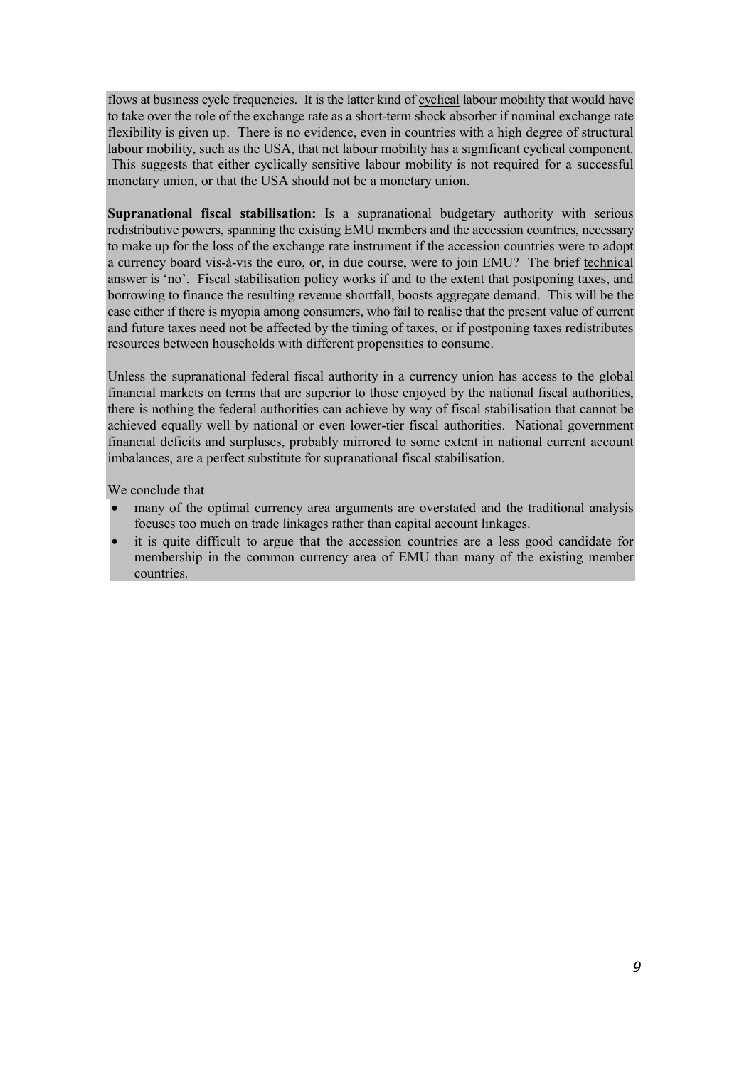flows at business cycle frequencies. It is the latter kind of cyclical labour mobility that would have to take over the role of the exchange rate as a short-term shock absorber if nominal exchange rate flexibility is given up. There is no evidence, even in countries with a high degree of structural labour mobility, such as the USA, that net labour mobility has a significant cyclical component. This suggests that either cyclically sensitive labour mobility is not required for a successful monetary union, or that the USA should not be a monetary union.

**Supranational fiscal stabilisation:** Is a supranational budgetary authority with serious redistributive powers, spanning the existing EMU members and the accession countries, necessary to make up for the loss of the exchange rate instrument if the accession countries were to adopt a currency board vis-à-vis the euro, or, in due course, were to join EMU? The brief technical answer is 'no'. Fiscal stabilisation policy works if and to the extent that postponing taxes, and borrowing to finance the resulting revenue shortfall, boosts aggregate demand. This will be the case either if there is myopia among consumers, who fail to realise that the present value of current and future taxes need not be affected by the timing of taxes, or if postponing taxes redistributes resources between households with different propensities to consume.

Unless the supranational federal fiscal authority in a currency union has access to the global financial markets on terms that are superior to those enjoyed by the national fiscal authorities, there is nothing the federal authorities can achieve by way of fiscal stabilisation that cannot be achieved equally well by national or even lower-tier fiscal authorities. National government financial deficits and surpluses, probably mirrored to some extent in national current account imbalances, are a perfect substitute for supranational fiscal stabilisation.

We conclude that

- many of the optimal currency area arguments are overstated and the traditional analysis focuses too much on trade linkages rather than capital account linkages.
- it is quite difficult to argue that the accession countries are a less good candidate for membership in the common currency area of EMU than many of the existing member countries.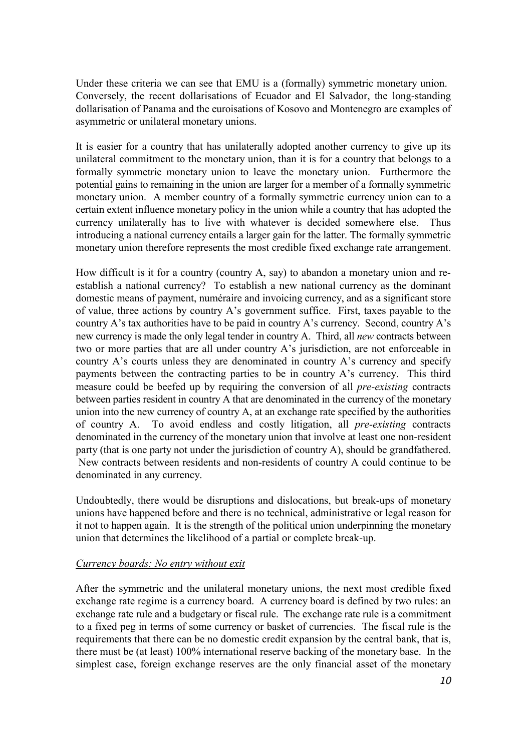Under these criteria we can see that EMU is a (formally) symmetric monetary union. Conversely, the recent dollarisations of Ecuador and El Salvador, the long-standing dollarisation of Panama and the euroisations of Kosovo and Montenegro are examples of asymmetric or unilateral monetary unions.

It is easier for a country that has unilaterally adopted another currency to give up its unilateral commitment to the monetary union, than it is for a country that belongs to a formally symmetric monetary union to leave the monetary union. Furthermore the potential gains to remaining in the union are larger for a member of a formally symmetric monetary union. A member country of a formally symmetric currency union can to a certain extent influence monetary policy in the union while a country that has adopted the currency unilaterally has to live with whatever is decided somewhere else. Thus introducing a national currency entails a larger gain for the latter. The formally symmetric monetary union therefore represents the most credible fixed exchange rate arrangement.

How difficult is it for a country (country A, say) to abandon a monetary union and re-establish a national currency? To establish a new national currency as the dominant domestic means of payment, numéraire and invoicing currency, and as a significant store of value, three actions by country A's government suffice. First, taxes payable to the country A's tax authorities have to be paid in country A's currency. Second, country A's new currency is made the only legal tender in country A. Third, all *new* contracts between two or more parties that are all under country A's jurisdiction, are not enforceable in country A's courts unless they are denominated in country A's currency and specify payments between the contracting parties to be in country A's currency. This third measure could be beefed up by requiring the conversion of all *pre-existing* contracts between parties resident in country A that are denominated in the currency of the monetary union into the new currency of country A, at an exchange rate specified by the authorities of country A. To avoid endless and costly litigation, all *pre-existing* contracts denominated in the currency of the monetary union that involve at least one non-resident party (that is one party not under the jurisdiction of country A), should be grandfathered. New contracts between residents and non-residents of country A could continue to be denominated in any currency.

Undoubtedly, there would be disruptions and dislocations, but break-ups of monetary unions have happened before and there is no technical, administrative or legal reason for it not to happen again. It is the strength of the political union underpinning the monetary union that determines the likelihood of a partial or complete break-up.

*Currency boards: No entry without exit*

After the symmetric and the unilateral monetary unions, the next most credible fixed exchange rate regime is a currency board. A currency board is defined by two rules: an exchange rate rule and a budgetary or fiscal rule. The exchange rate rule is a commitment to a fixed peg in terms of some currency or basket of currencies. The fiscal rule is the requirements that there can be no domestic credit expansion by the central bank, that is, there must be (at least) 100% international reserve backing of the monetary base. In the simplest case, foreign exchange reserves are the only financial asset of the monetary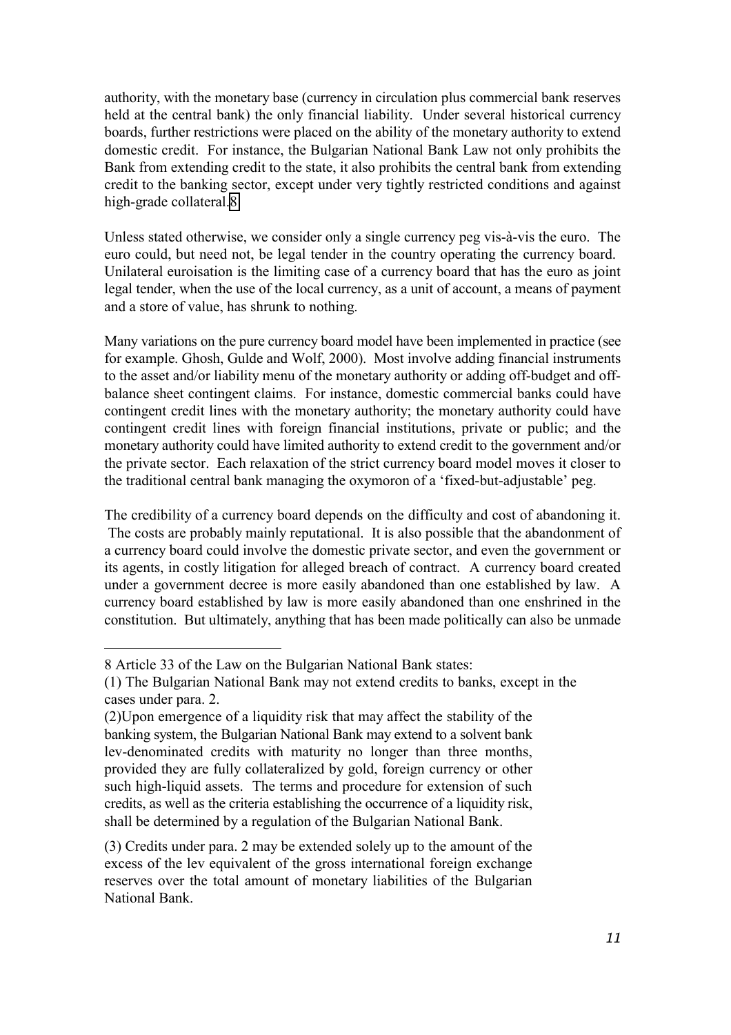authority, with the monetary base (currency in circulation plus commercial bank reserves held at the central bank) the only financial liability. Under several historical currency boards, further restrictions were placed on the ability of the monetary authority to extend domestic credit. For instance, the Bulgarian National Bank Law not only prohibits the Bank from extending credit to the state, it also prohibits the central bank from extending credit to the banking sector, except under very tightly restricted conditions and against high-grade collateral.[8]

Unless stated otherwise, we consider only a single currency peg vis-à-vis the euro. The euro could, but need not, be legal tender in the country operating the currency board. Unilateral euroisation is the limiting case of a currency board that has the euro as joint legal tender, when the use of the local currency, as a unit of account, a means of payment and a store of value, has shrunk to nothing.

Many variations on the pure currency board model have been implemented in practice (see for example. Ghosh, Gulde and Wolf, 2000). Most involve adding financial instruments to the asset and/or liability menu of the monetary authority or adding off-budget and off-balance sheet contingent claims. For instance, domestic commercial banks could have contingent credit lines with the monetary authority; the monetary authority could have contingent credit lines with foreign financial institutions, private or public; and the monetary authority could have limited authority to extend credit to the government and/or the private sector. Each relaxation of the strict currency board model moves it closer to the traditional central bank managing the oxymoron of a 'fixed-but-adjustable' peg.

The credibility of a currency board depends on the difficulty and cost of abandoning it. The costs are probably mainly reputational. It is also possible that the abandonment of a currency board could involve the domestic private sector, and even the government or its agents, in costly litigation for alleged breach of contract. A currency board created under a government decree is more easily abandoned than one established by law. A currency board established by law is more easily abandoned than one enshrined in the constitution. But ultimately, anything that has been made politically can also be unmade

---

8 Article 33 of the Law on the Bulgarian National Bank states:

(1) The Bulgarian National Bank may not extend credits to banks, except in the cases under para. 2.

(2)Upon emergence of a liquidity risk that may affect the stability of the banking system, the Bulgarian National Bank may extend to a solvent bank lev-denominated credits with maturity no longer than three months, provided they are fully collateralized by gold, foreign currency or other such high-liquid assets. The terms and procedure for extension of such credits, as well as the criteria establishing the occurrence of a liquidity risk, shall be determined by a regulation of the Bulgarian National Bank.

(3) Credits under para. 2 may be extended solely up to the amount of the excess of the lev equivalent of the gross international foreign exchange reserves over the total amount of monetary liabilities of the Bulgarian National Bank.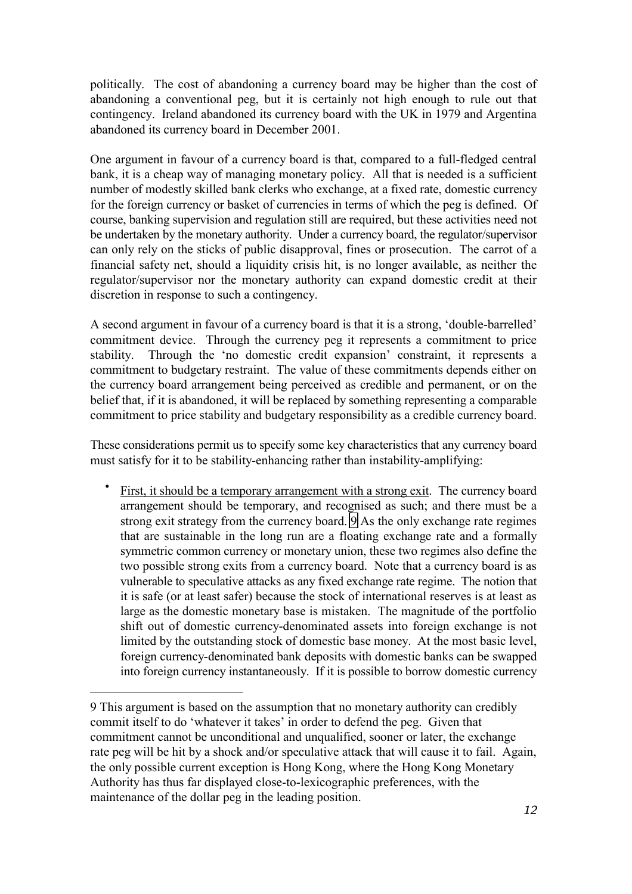politically. The cost of abandoning a currency board may be higher than the cost of abandoning a conventional peg, but it is certainly not high enough to rule out that contingency. Ireland abandoned its currency board with the UK in 1979 and Argentina abandoned its currency board in December 2001.

One argument in favour of a currency board is that, compared to a full-fledged central bank, it is a cheap way of managing monetary policy. All that is needed is a sufficient number of modestly skilled bank clerks who exchange, at a fixed rate, domestic currency for the foreign currency or basket of currencies in terms of which the peg is defined. Of course, banking supervision and regulation still are required, but these activities need not be undertaken by the monetary authority. Under a currency board, the regulator/supervisor can only rely on the sticks of public disapproval, fines or prosecution. The carrot of a financial safety net, should a liquidity crisis hit, is no longer available, as neither the regulator/supervisor nor the monetary authority can expand domestic credit at their discretion in response to such a contingency.

A second argument in favour of a currency board is that it is a strong, 'double-barrelled' commitment device. Through the currency peg it represents a commitment to price stability. Through the 'no domestic credit expansion' constraint, it represents a commitment to budgetary restraint. The value of these commitments depends either on the currency board arrangement being perceived as credible and permanent, or on the belief that, if it is abandoned, it will be replaced by something representing a comparable commitment to price stability and budgetary responsibility as a credible currency board.

These considerations permit us to specify some key characteristics that any currency board must satisfy for it to be stability-enhancing rather than instability-amplifying:

- First, it should be a temporary arrangement with a strong exit. The currency board arrangement should be temporary, and recognised as such; and there must be a strong exit strategy from the currency board.[9] As the only exchange rate regimes that are sustainable in the long run are a floating exchange rate and a formally symmetric common currency or monetary union, these two regimes also define the two possible strong exits from a currency board. Note that a currency board is as vulnerable to speculative attacks as any fixed exchange rate regime. The notion that it is safe (or at least safer) because the stock of international reserves is at least as large as the domestic monetary base is mistaken. The magnitude of the portfolio shift out of domestic currency-denominated assets into foreign exchange is not limited by the outstanding stock of domestic base money. At the most basic level, foreign currency-denominated bank deposits with domestic banks can be swapped into foreign currency instantaneously. If it is possible to borrow domestic currency

---

9 This argument is based on the assumption that no monetary authority can credibly commit itself to do 'whatever it takes' in order to defend the peg. Given that commitment cannot be unconditional and unqualified, sooner or later, the exchange rate peg will be hit by a shock and/or speculative attack that will cause it to fail. Again, the only possible current exception is Hong Kong, where the Hong Kong Monetary Authority has thus far displayed close-to-lexicographic preferences, with the maintenance of the dollar peg in the leading position.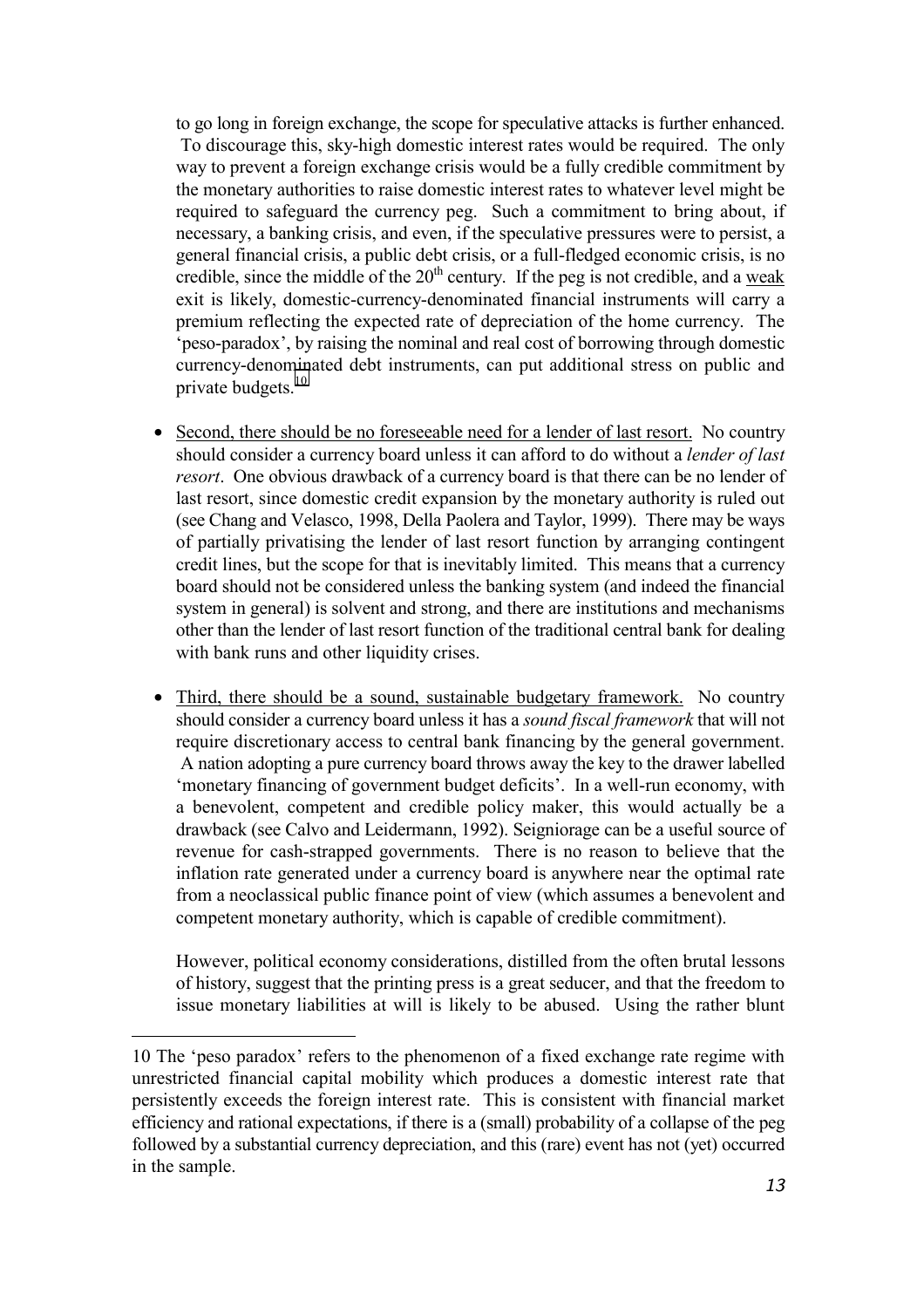to go long in foreign exchange, the scope for speculative attacks is further enhanced. To discourage this, sky-high domestic interest rates would be required. The only way to prevent a foreign exchange crisis would be a fully credible commitment by the monetary authorities to raise domestic interest rates to whatever level might be required to safeguard the currency peg. Such a commitment to bring about, if necessary, a banking crisis, and even, if the speculative pressures were to persist, a general financial crisis, a public debt crisis, or a full-fledged economic crisis, is no credible, since the middle of the 20th century. If the peg is not credible, and a weak exit is likely, domestic-currency-denominated financial instruments will carry a premium reflecting the expected rate of depreciation of the home currency. The 'peso-paradox', by raising the nominal and real cost of borrowing through domestic currency-denominated debt instruments, can put additional stress on public and private budgets.[10]

- Second, there should be no foreseeable need for a lender of last resort. No country should consider a currency board unless it can afford to do without a *lender of last resort*. One obvious drawback of a currency board is that there can be no lender of last resort, since domestic credit expansion by the monetary authority is ruled out (see Chang and Velasco, 1998, Della Paolera and Taylor, 1999). There may be ways of partially privatising the lender of last resort function by arranging contingent credit lines, but the scope for that is inevitably limited. This means that a currency board should not be considered unless the banking system (and indeed the financial system in general) is solvent and strong, and there are institutions and mechanisms other than the lender of last resort function of the traditional central bank for dealing with bank runs and other liquidity crises.

- Third, there should be a sound, sustainable budgetary framework. No country should consider a currency board unless it has a *sound fiscal framework* that will not require discretionary access to central bank financing by the general government. A nation adopting a pure currency board throws away the key to the drawer labelled 'monetary financing of government budget deficits'. In a well-run economy, with a benevolent, competent and credible policy maker, this would actually be a drawback (see Calvo and Leidermann, 1992). Seigniorage can be a useful source of revenue for cash-strapped governments. There is no reason to believe that the inflation rate generated under a currency board is anywhere near the optimal rate from a neoclassical public finance point of view (which assumes a benevolent and competent monetary authority, which is capable of credible commitment).

  However, political economy considerations, distilled from the often brutal lessons of history, suggest that the printing press is a great seducer, and that the freedom to issue monetary liabilities at will is likely to be abused. Using the rather blunt

---

10 The 'peso paradox' refers to the phenomenon of a fixed exchange rate regime with unrestricted financial capital mobility which produces a domestic interest rate that persistently exceeds the foreign interest rate. This is consistent with financial market efficiency and rational expectations, if there is a (small) probability of a collapse of the peg followed by a substantial currency depreciation, and this (rare) event has not (yet) occurred in the sample.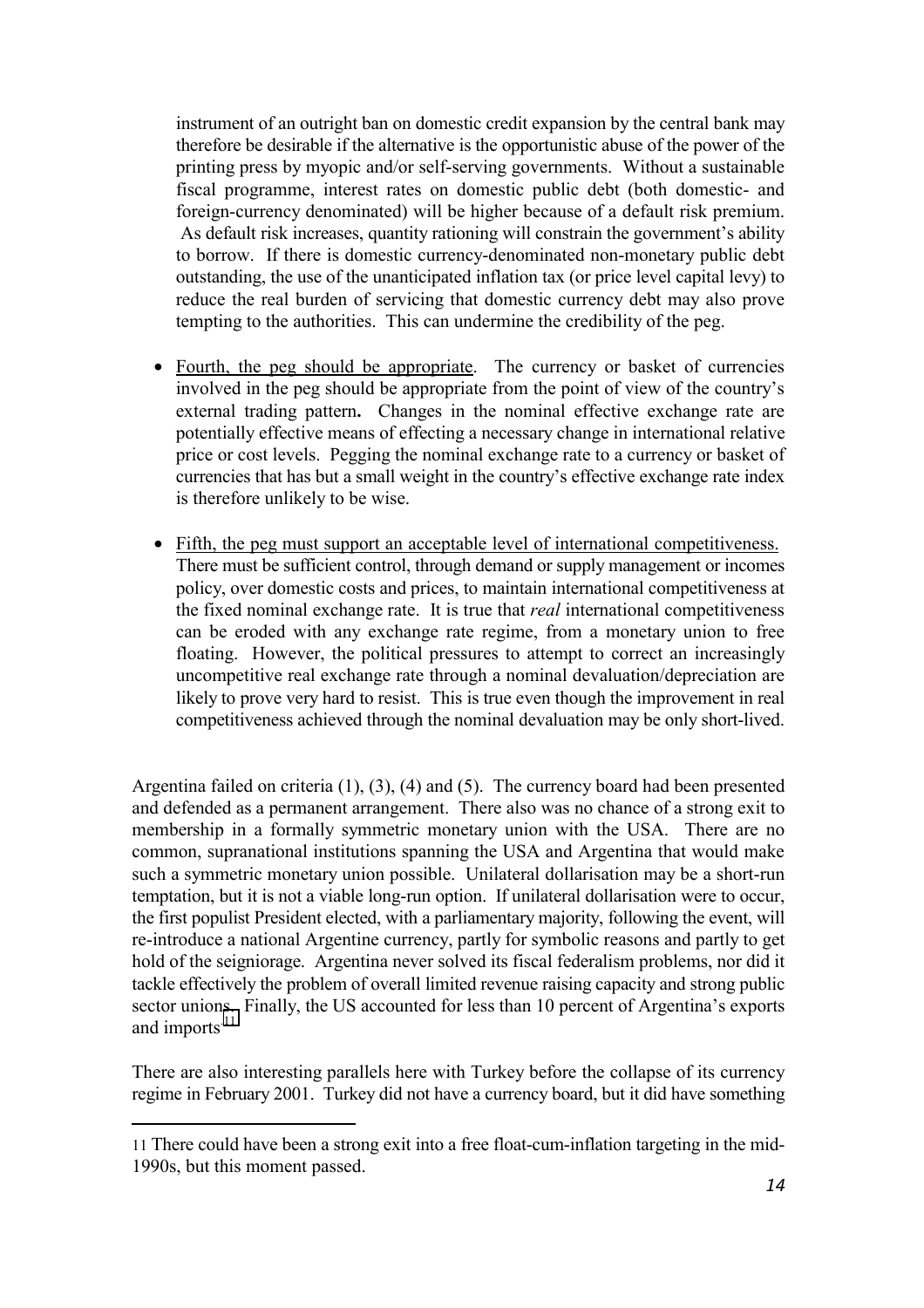instrument of an outright ban on domestic credit expansion by the central bank may therefore be desirable if the alternative is the opportunistic abuse of the power of the printing press by myopic and/or self-serving governments. Without a sustainable fiscal programme, interest rates on domestic public debt (both domestic- and foreign-currency denominated) will be higher because of a default risk premium. As default risk increases, quantity rationing will constrain the government's ability to borrow. If there is domestic currency-denominated non-monetary public debt outstanding, the use of the unanticipated inflation tax (or price level capital levy) to reduce the real burden of servicing that domestic currency debt may also prove tempting to the authorities. This can undermine the credibility of the peg.

- Fourth, the peg should be appropriate. The currency or basket of currencies involved in the peg should be appropriate from the point of view of the country's external trading pattern**.** Changes in the nominal effective exchange rate are potentially effective means of effecting a necessary change in international relative price or cost levels. Pegging the nominal exchange rate to a currency or basket of currencies that has but a small weight in the country's effective exchange rate index is therefore unlikely to be wise.

- Fifth, the peg must support an acceptable level of international competitiveness. There must be sufficient control, through demand or supply management or incomes policy, over domestic costs and prices, to maintain international competitiveness at the fixed nominal exchange rate. It is true that *real* international competitiveness can be eroded with any exchange rate regime, from a monetary union to free floating. However, the political pressures to attempt to correct an increasingly uncompetitive real exchange rate through a nominal devaluation/depreciation are likely to prove very hard to resist. This is true even though the improvement in real competitiveness achieved through the nominal devaluation may be only short-lived.

Argentina failed on criteria (1), (3), (4) and (5). The currency board had been presented and defended as a permanent arrangement. There also was no chance of a strong exit to membership in a formally symmetric monetary union with the USA. There are no common, supranational institutions spanning the USA and Argentina that would make such a symmetric monetary union possible. Unilateral dollarisation may be a short-run temptation, but it is not a viable long-run option. If unilateral dollarisation were to occur, the first populist President elected, with a parliamentary majority, following the event, will re-introduce a national Argentine currency, partly for symbolic reasons and partly to get hold of the seigniorage. Argentina never solved its fiscal federalism problems, nor did it tackle effectively the problem of overall limited revenue raising capacity and strong public sector unions. Finally, the US accounted for less than 10 percent of Argentina's exports and imports[11]

There are also interesting parallels here with Turkey before the collapse of its currency regime in February 2001. Turkey did not have a currency board, but it did have something

[11] There could have been a strong exit into a free float-cum-inflation targeting in the mid-1990s, but this moment passed.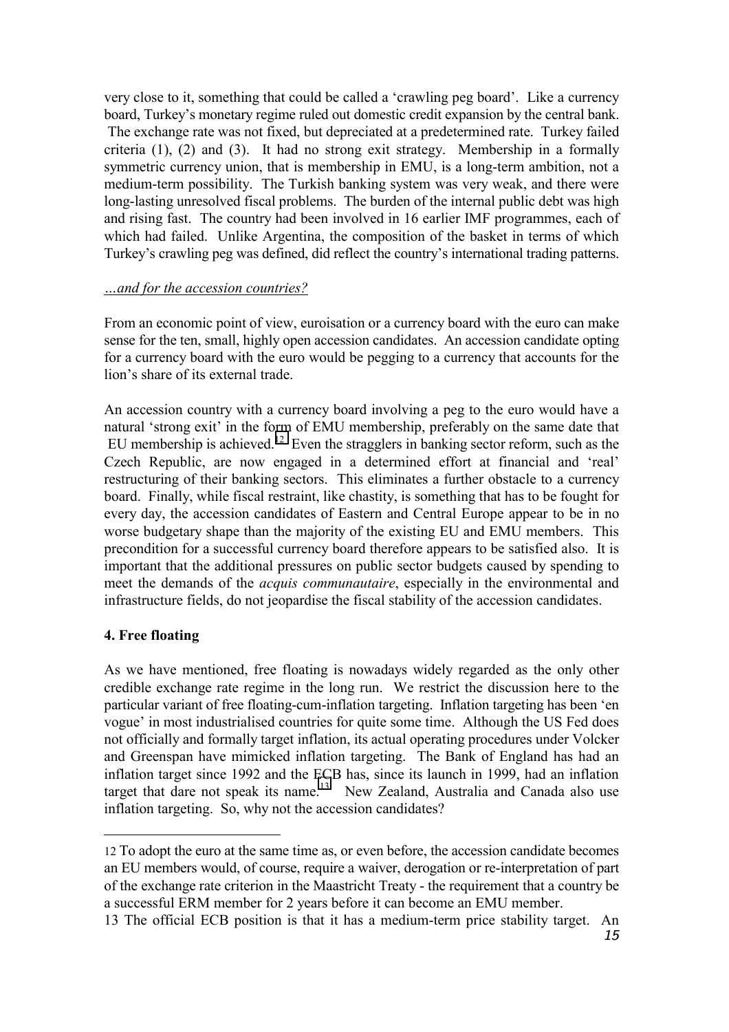very close to it, something that could be called a 'crawling peg board'. Like a currency board, Turkey's monetary regime ruled out domestic credit expansion by the central bank. The exchange rate was not fixed, but depreciated at a predetermined rate. Turkey failed criteria (1), (2) and (3). It had no strong exit strategy. Membership in a formally symmetric currency union, that is membership in EMU, is a long-term ambition, not a medium-term possibility. The Turkish banking system was very weak, and there were long-lasting unresolved fiscal problems. The burden of the internal public debt was high and rising fast. The country had been involved in 16 earlier IMF programmes, each of which had failed. Unlike Argentina, the composition of the basket in terms of which Turkey's crawling peg was defined, did reflect the country's international trading patterns.

*…and for the accession countries?*

From an economic point of view, euroisation or a currency board with the euro can make sense for the ten, small, highly open accession candidates. An accession candidate opting for a currency board with the euro would be pegging to a currency that accounts for the lion's share of its external trade.

An accession country with a currency board involving a peg to the euro would have a natural 'strong exit' in the form of EMU membership, preferably on the same date that EU membership is achieved.[12] Even the stragglers in banking sector reform, such as the Czech Republic, are now engaged in a determined effort at financial and 'real' restructuring of their banking sectors. This eliminates a further obstacle to a currency board. Finally, while fiscal restraint, like chastity, is something that has to be fought for every day, the accession candidates of Eastern and Central Europe appear to be in no worse budgetary shape than the majority of the existing EU and EMU members. This precondition for a successful currency board therefore appears to be satisfied also. It is important that the additional pressures on public sector budgets caused by spending to meet the demands of the *acquis communautaire*, especially in the environmental and infrastructure fields, do not jeopardise the fiscal stability of the accession candidates.

## 4. Free floating

As we have mentioned, free floating is nowadays widely regarded as the only other credible exchange rate regime in the long run. We restrict the discussion here to the particular variant of free floating-cum-inflation targeting. Inflation targeting has been 'en vogue' in most industrialised countries for quite some time. Although the US Fed does not officially and formally target inflation, its actual operating procedures under Volcker and Greenspan have mimicked inflation targeting. The Bank of England has had an inflation target since 1992 and the ECB has, since its launch in 1999, had an inflation target that dare not speak its name.[13] New Zealand, Australia and Canada also use inflation targeting. So, why not the accession candidates?

---

12 To adopt the euro at the same time as, or even before, the accession candidate becomes an EU members would, of course, require a waiver, derogation or re-interpretation of part of the exchange rate criterion in the Maastricht Treaty - the requirement that a country be a successful ERM member for 2 years before it can become an EMU member.

13 The official ECB position is that it has a medium-term price stability target. An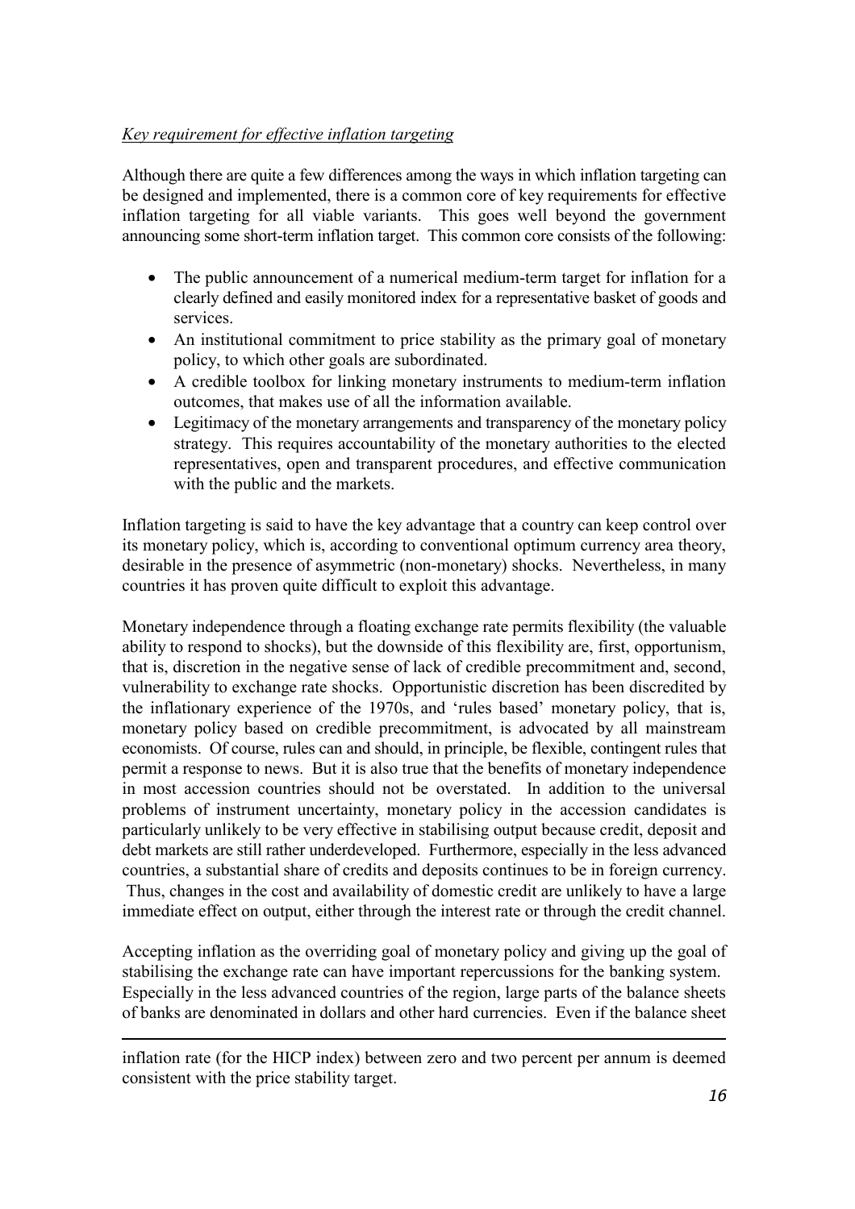*Key requirement for effective inflation targeting*

Although there are quite a few differences among the ways in which inflation targeting can be designed and implemented, there is a common core of key requirements for effective inflation targeting for all viable variants. This goes well beyond the government announcing some short-term inflation target. This common core consists of the following:

- The public announcement of a numerical medium-term target for inflation for a clearly defined and easily monitored index for a representative basket of goods and services.
- An institutional commitment to price stability as the primary goal of monetary policy, to which other goals are subordinated.
- A credible toolbox for linking monetary instruments to medium-term inflation outcomes, that makes use of all the information available.
- Legitimacy of the monetary arrangements and transparency of the monetary policy strategy. This requires accountability of the monetary authorities to the elected representatives, open and transparent procedures, and effective communication with the public and the markets.

Inflation targeting is said to have the key advantage that a country can keep control over its monetary policy, which is, according to conventional optimum currency area theory, desirable in the presence of asymmetric (non-monetary) shocks. Nevertheless, in many countries it has proven quite difficult to exploit this advantage.

Monetary independence through a floating exchange rate permits flexibility (the valuable ability to respond to shocks), but the downside of this flexibility are, first, opportunism, that is, discretion in the negative sense of lack of credible precommitment and, second, vulnerability to exchange rate shocks. Opportunistic discretion has been discredited by the inflationary experience of the 1970s, and 'rules based' monetary policy, that is, monetary policy based on credible precommitment, is advocated by all mainstream economists. Of course, rules can and should, in principle, be flexible, contingent rules that permit a response to news. But it is also true that the benefits of monetary independence in most accession countries should not be overstated. In addition to the universal problems of instrument uncertainty, monetary policy in the accession candidates is particularly unlikely to be very effective in stabilising output because credit, deposit and debt markets are still rather underdeveloped. Furthermore, especially in the less advanced countries, a substantial share of credits and deposits continues to be in foreign currency. Thus, changes in the cost and availability of domestic credit are unlikely to have a large immediate effect on output, either through the interest rate or through the credit channel.

Accepting inflation as the overriding goal of monetary policy and giving up the goal of stabilising the exchange rate can have important repercussions for the banking system. Especially in the less advanced countries of the region, large parts of the balance sheets of banks are denominated in dollars and other hard currencies. Even if the balance sheet

---

inflation rate (for the HICP index) between zero and two percent per annum is deemed consistent with the price stability target.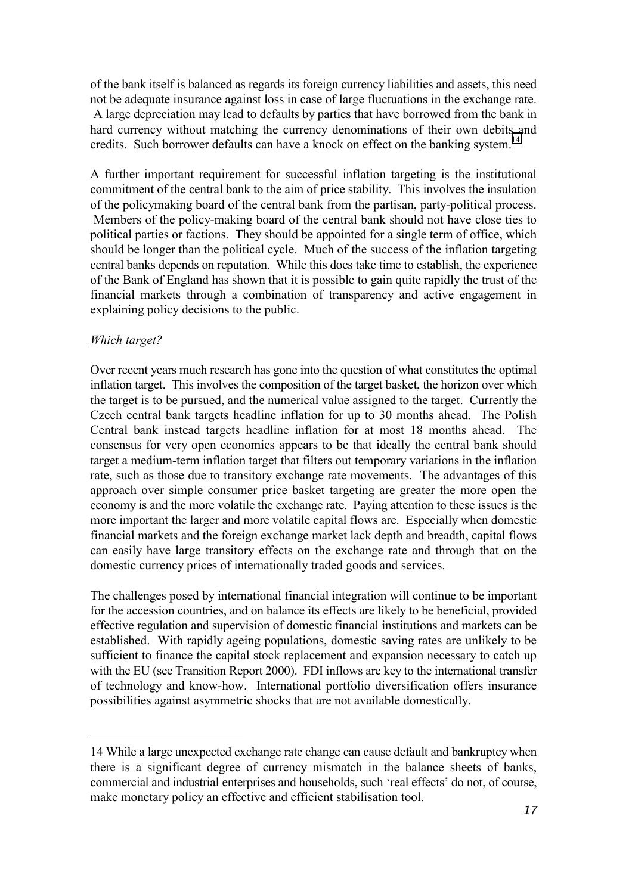of the bank itself is balanced as regards its foreign currency liabilities and assets, this need not be adequate insurance against loss in case of large fluctuations in the exchange rate. A large depreciation may lead to defaults by parties that have borrowed from the bank in hard currency without matching the currency denominations of their own debits and credits. Such borrower defaults can have a knock on effect on the banking system.[14]

A further important requirement for successful inflation targeting is the institutional commitment of the central bank to the aim of price stability. This involves the insulation of the policymaking board of the central bank from the partisan, party-political process. Members of the policy-making board of the central bank should not have close ties to political parties or factions. They should be appointed for a single term of office, which should be longer than the political cycle. Much of the success of the inflation targeting central banks depends on reputation. While this does take time to establish, the experience of the Bank of England has shown that it is possible to gain quite rapidly the trust of the financial markets through a combination of transparency and active engagement in explaining policy decisions to the public.

*Which target?*

Over recent years much research has gone into the question of what constitutes the optimal inflation target. This involves the composition of the target basket, the horizon over which the target is to be pursued, and the numerical value assigned to the target. Currently the Czech central bank targets headline inflation for up to 30 months ahead. The Polish Central bank instead targets headline inflation for at most 18 months ahead. The consensus for very open economies appears to be that ideally the central bank should target a medium-term inflation target that filters out temporary variations in the inflation rate, such as those due to transitory exchange rate movements. The advantages of this approach over simple consumer price basket targeting are greater the more open the economy is and the more volatile the exchange rate. Paying attention to these issues is the more important the larger and more volatile capital flows are. Especially when domestic financial markets and the foreign exchange market lack depth and breadth, capital flows can easily have large transitory effects on the exchange rate and through that on the domestic currency prices of internationally traded goods and services.

The challenges posed by international financial integration will continue to be important for the accession countries, and on balance its effects are likely to be beneficial, provided effective regulation and supervision of domestic financial institutions and markets can be established. With rapidly ageing populations, domestic saving rates are unlikely to be sufficient to finance the capital stock replacement and expansion necessary to catch up with the EU (see Transition Report 2000). FDI inflows are key to the international transfer of technology and know-how. International portfolio diversification offers insurance possibilities against asymmetric shocks that are not available domestically.

---

14 While a large unexpected exchange rate change can cause default and bankruptcy when there is a significant degree of currency mismatch in the balance sheets of banks, commercial and industrial enterprises and households, such 'real effects' do not, of course, make monetary policy an effective and efficient stabilisation tool.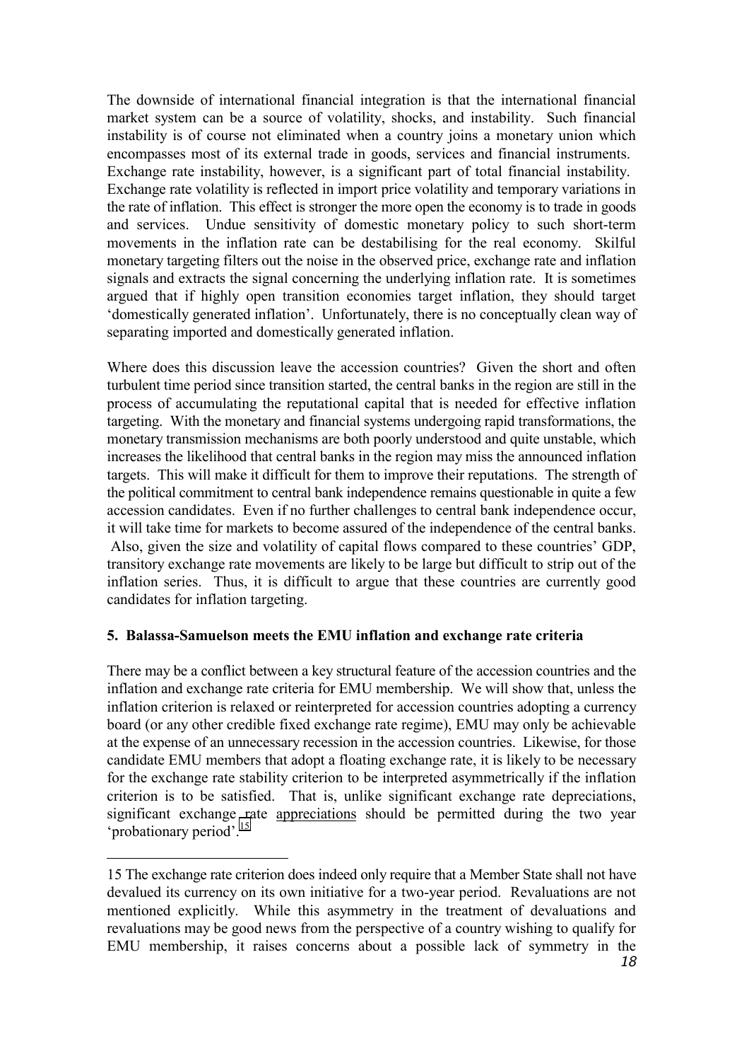The downside of international financial integration is that the international financial market system can be a source of volatility, shocks, and instability. Such financial instability is of course not eliminated when a country joins a monetary union which encompasses most of its external trade in goods, services and financial instruments. Exchange rate instability, however, is a significant part of total financial instability. Exchange rate volatility is reflected in import price volatility and temporary variations in the rate of inflation. This effect is stronger the more open the economy is to trade in goods and services. Undue sensitivity of domestic monetary policy to such short-term movements in the inflation rate can be destabilising for the real economy. Skilful monetary targeting filters out the noise in the observed price, exchange rate and inflation signals and extracts the signal concerning the underlying inflation rate. It is sometimes argued that if highly open transition economies target inflation, they should target 'domestically generated inflation'. Unfortunately, there is no conceptually clean way of separating imported and domestically generated inflation.

Where does this discussion leave the accession countries? Given the short and often turbulent time period since transition started, the central banks in the region are still in the process of accumulating the reputational capital that is needed for effective inflation targeting. With the monetary and financial systems undergoing rapid transformations, the monetary transmission mechanisms are both poorly understood and quite unstable, which increases the likelihood that central banks in the region may miss the announced inflation targets. This will make it difficult for them to improve their reputations. The strength of the political commitment to central bank independence remains questionable in quite a few accession candidates. Even if no further challenges to central bank independence occur, it will take time for markets to become assured of the independence of the central banks. Also, given the size and volatility of capital flows compared to these countries' GDP, transitory exchange rate movements are likely to be large but difficult to strip out of the inflation series. Thus, it is difficult to argue that these countries are currently good candidates for inflation targeting.

### 5. Balassa-Samuelson meets the EMU inflation and exchange rate criteria

There may be a conflict between a key structural feature of the accession countries and the inflation and exchange rate criteria for EMU membership. We will show that, unless the inflation criterion is relaxed or reinterpreted for accession countries adopting a currency board (or any other credible fixed exchange rate regime), EMU may only be achievable at the expense of an unnecessary recession in the accession countries. Likewise, for those candidate EMU members that adopt a floating exchange rate, it is likely to be necessary for the exchange rate stability criterion to be interpreted asymmetrically if the inflation criterion is to be satisfied. That is, unlike significant exchange rate depreciations, significant exchange rate <u>appreciations</u> should be permitted during the two year 'probationary period'.[15]

---

15 The exchange rate criterion does indeed only require that a Member State shall not have devalued its currency on its own initiative for a two-year period. Revaluations are not mentioned explicitly. While this asymmetry in the treatment of devaluations and revaluations may be good news from the perspective of a country wishing to qualify for EMU membership, it raises concerns about a possible lack of symmetry in the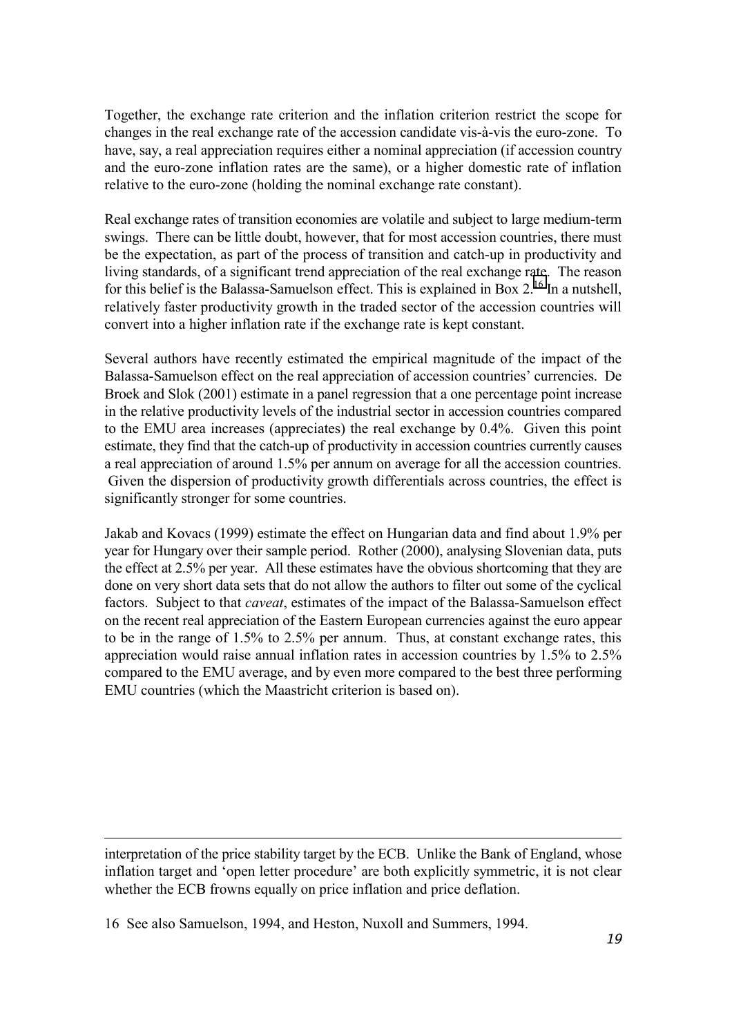Together, the exchange rate criterion and the inflation criterion restrict the scope for changes in the real exchange rate of the accession candidate vis-à-vis the euro-zone. To have, say, a real appreciation requires either a nominal appreciation (if accession country and the euro-zone inflation rates are the same), or a higher domestic rate of inflation relative to the euro-zone (holding the nominal exchange rate constant).

Real exchange rates of transition economies are volatile and subject to large medium-term swings. There can be little doubt, however, that for most accession countries, there must be the expectation, as part of the process of transition and catch-up in productivity and living standards, of a significant trend appreciation of the real exchange rate. The reason for this belief is the Balassa-Samuelson effect. This is explained in Box 2.[16] In a nutshell, relatively faster productivity growth in the traded sector of the accession countries will convert into a higher inflation rate if the exchange rate is kept constant.

Several authors have recently estimated the empirical magnitude of the impact of the Balassa-Samuelson effect on the real appreciation of accession countries' currencies. De Broek and Slok (2001) estimate in a panel regression that a one percentage point increase in the relative productivity levels of the industrial sector in accession countries compared to the EMU area increases (appreciates) the real exchange by 0.4%. Given this point estimate, they find that the catch-up of productivity in accession countries currently causes a real appreciation of around 1.5% per annum on average for all the accession countries. Given the dispersion of productivity growth differentials across countries, the effect is significantly stronger for some countries.

Jakab and Kovacs (1999) estimate the effect on Hungarian data and find about 1.9% per year for Hungary over their sample period. Rother (2000), analysing Slovenian data, puts the effect at 2.5% per year. All these estimates have the obvious shortcoming that they are done on very short data sets that do not allow the authors to filter out some of the cyclical factors. Subject to that *caveat*, estimates of the impact of the Balassa-Samuelson effect on the recent real appreciation of the Eastern European currencies against the euro appear to be in the range of 1.5% to 2.5% per annum. Thus, at constant exchange rates, this appreciation would raise annual inflation rates in accession countries by 1.5% to 2.5% compared to the EMU average, and by even more compared to the best three performing EMU countries (which the Maastricht criterion is based on).

---

interpretation of the price stability target by the ECB. Unlike the Bank of England, whose inflation target and 'open letter procedure' are both explicitly symmetric, it is not clear whether the ECB frowns equally on price inflation and price deflation.

16 See also Samuelson, 1994, and Heston, Nuxoll and Summers, 1994.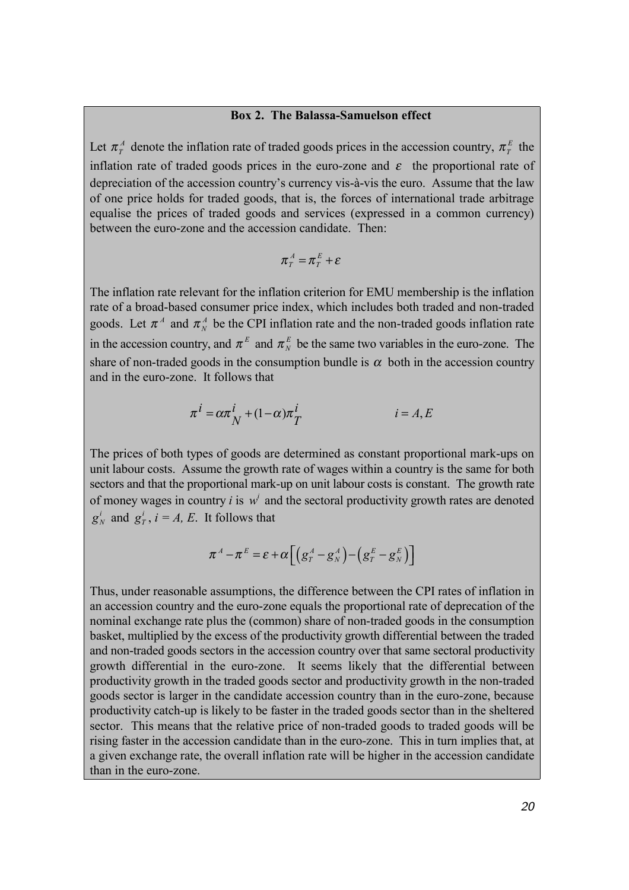**Box 2. The Balassa-Samuelson effect**

Let $\pi_T^A$ denote the inflation rate of traded goods prices in the accession country, $\pi_T^E$ the inflation rate of traded goods prices in the euro-zone and $\varepsilon$ the proportional rate of depreciation of the accession country's currency vis-à-vis the euro. Assume that the law of one price holds for traded goods, that is, the forces of international trade arbitrage equalise the prices of traded goods and services (expressed in a common currency) between the euro-zone and the accession candidate. Then:

$$\pi_T^A = \pi_T^E + \varepsilon$$

The inflation rate relevant for the inflation criterion for EMU membership is the inflation rate of a broad-based consumer price index, which includes both traded and non-traded goods. Let $\pi^A$ and $\pi_N^A$ be the CPI inflation rate and the non-traded goods inflation rate in the accession country, and $\pi^E$ and $\pi_N^E$ be the same two variables in the euro-zone. The share of non-traded goods in the consumption bundle is $\alpha$ both in the accession country and in the euro-zone. It follows that

$$\pi^i = \alpha\pi_N^i + (1-\alpha)\pi_T^i \qquad\qquad i = A, E$$

The prices of both types of goods are determined as constant proportional mark-ups on unit labour costs. Assume the growth rate of wages within a country is the same for both sectors and that the proportional mark-up on unit labour costs is constant. The growth rate of money wages in country *i* is $w^i$ and the sectoral productivity growth rates are denoted $g_N^i$ and $g_T^i$, $i = A, E$. It follows that

$$\pi^A - \pi^E = \varepsilon + \alpha\left[\left(g_T^A - g_N^A\right) - \left(g_T^E - g_N^E\right)\right]$$

Thus, under reasonable assumptions, the difference between the CPI rates of inflation in an accession country and the euro-zone equals the proportional rate of deprecation of the nominal exchange rate plus the (common) share of non-traded goods in the consumption basket, multiplied by the excess of the productivity growth differential between the traded and non-traded goods sectors in the accession country over that same sectoral productivity growth differential in the euro-zone. It seems likely that the differential between productivity growth in the traded goods sector and productivity growth in the non-traded goods sector is larger in the candidate accession country than in the euro-zone, because productivity catch-up is likely to be faster in the traded goods sector than in the sheltered sector. This means that the relative price of non-traded goods to traded goods will be rising faster in the accession candidate than in the euro-zone. This in turn implies that, at a given exchange rate, the overall inflation rate will be higher in the accession candidate than in the euro-zone.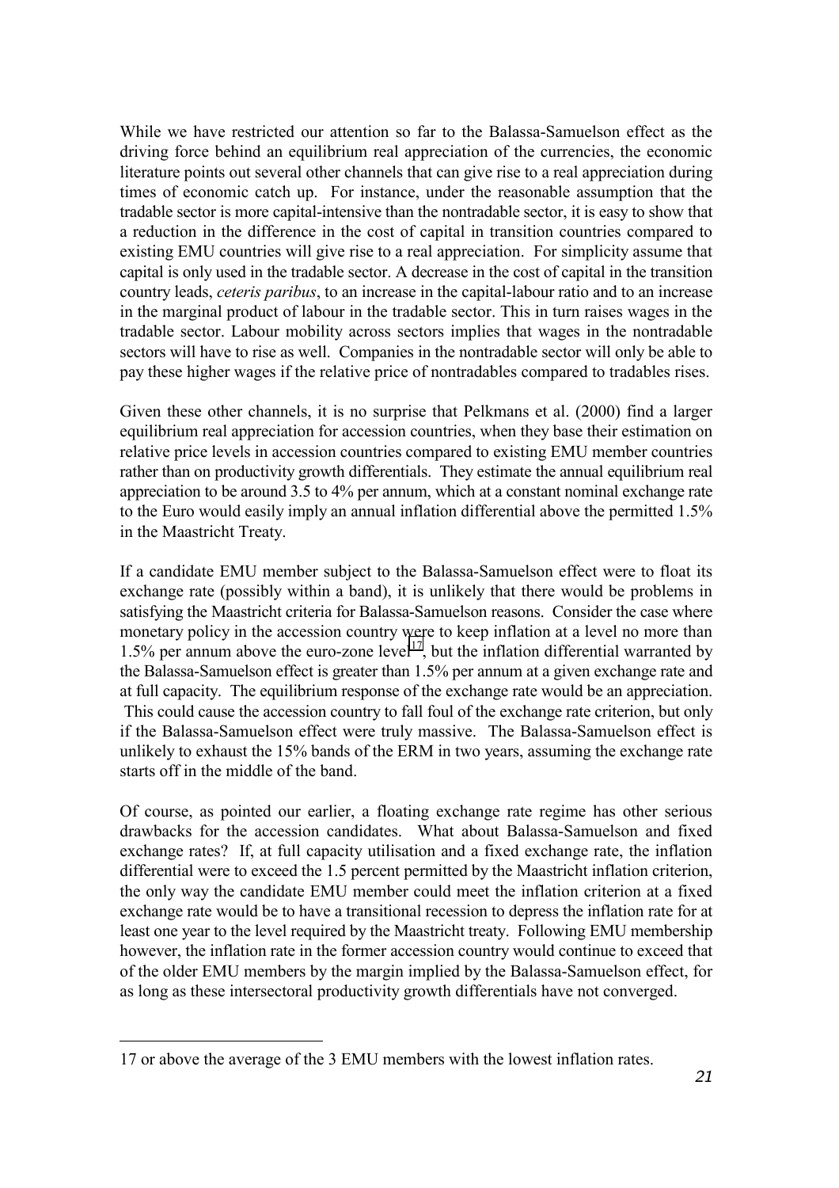While we have restricted our attention so far to the Balassa-Samuelson effect as the driving force behind an equilibrium real appreciation of the currencies, the economic literature points out several other channels that can give rise to a real appreciation during times of economic catch up. For instance, under the reasonable assumption that the tradable sector is more capital-intensive than the nontradable sector, it is easy to show that a reduction in the difference in the cost of capital in transition countries compared to existing EMU countries will give rise to a real appreciation. For simplicity assume that capital is only used in the tradable sector. A decrease in the cost of capital in the transition country leads, *ceteris paribus*, to an increase in the capital-labour ratio and to an increase in the marginal product of labour in the tradable sector. This in turn raises wages in the tradable sector. Labour mobility across sectors implies that wages in the nontradable sectors will have to rise as well. Companies in the nontradable sector will only be able to pay these higher wages if the relative price of nontradables compared to tradables rises.

Given these other channels, it is no surprise that Pelkmans et al. (2000) find a larger equilibrium real appreciation for accession countries, when they base their estimation on relative price levels in accession countries compared to existing EMU member countries rather than on productivity growth differentials. They estimate the annual equilibrium real appreciation to be around 3.5 to 4% per annum, which at a constant nominal exchange rate to the Euro would easily imply an annual inflation differential above the permitted 1.5% in the Maastricht Treaty.

If a candidate EMU member subject to the Balassa-Samuelson effect were to float its exchange rate (possibly within a band), it is unlikely that there would be problems in satisfying the Maastricht criteria for Balassa-Samuelson reasons. Consider the case where monetary policy in the accession country were to keep inflation at a level no more than 1.5% per annum above the euro-zone level[17], but the inflation differential warranted by the Balassa-Samuelson effect is greater than 1.5% per annum at a given exchange rate and at full capacity. The equilibrium response of the exchange rate would be an appreciation. This could cause the accession country to fall foul of the exchange rate criterion, but only if the Balassa-Samuelson effect were truly massive. The Balassa-Samuelson effect is unlikely to exhaust the 15% bands of the ERM in two years, assuming the exchange rate starts off in the middle of the band.

Of course, as pointed our earlier, a floating exchange rate regime has other serious drawbacks for the accession candidates. What about Balassa-Samuelson and fixed exchange rates? If, at full capacity utilisation and a fixed exchange rate, the inflation differential were to exceed the 1.5 percent permitted by the Maastricht inflation criterion, the only way the candidate EMU member could meet the inflation criterion at a fixed exchange rate would be to have a transitional recession to depress the inflation rate for at least one year to the level required by the Maastricht treaty. Following EMU membership however, the inflation rate in the former accession country would continue to exceed that of the older EMU members by the margin implied by the Balassa-Samuelson effect, for as long as these intersectoral productivity growth differentials have not converged.

---

17 or above the average of the 3 EMU members with the lowest inflation rates.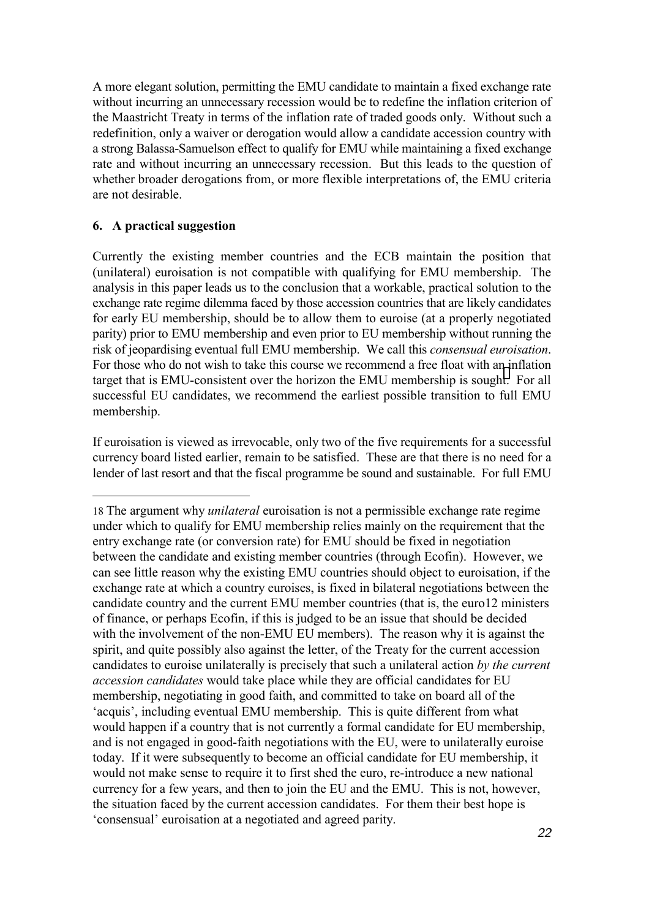A more elegant solution, permitting the EMU candidate to maintain a fixed exchange rate without incurring an unnecessary recession would be to redefine the inflation criterion of the Maastricht Treaty in terms of the inflation rate of traded goods only. Without such a redefinition, only a waiver or derogation would allow a candidate accession country with a strong Balassa-Samuelson effect to qualify for EMU while maintaining a fixed exchange rate and without incurring an unnecessary recession. But this leads to the question of whether broader derogations from, or more flexible interpretations of, the EMU criteria are not desirable.

## 6. A practical suggestion

Currently the existing member countries and the ECB maintain the position that (unilateral) euroisation is not compatible with qualifying for EMU membership. The analysis in this paper leads us to the conclusion that a workable, practical solution to the exchange rate regime dilemma faced by those accession countries that are likely candidates for early EU membership, should be to allow them to euroise (at a properly negotiated parity) prior to EMU membership and even prior to EU membership without running the risk of jeopardising eventual full EMU membership. We call this *consensual euroisation*. For those who do not wish to take this course we recommend a free float with an inflation target that is EMU-consistent over the horizon the EMU membership is sought.[18] For all successful EU candidates, we recommend the earliest possible transition to full EMU membership.

If euroisation is viewed as irrevocable, only two of the five requirements for a successful currency board listed earlier, remain to be satisfied. These are that there is no need for a lender of last resort and that the fiscal programme be sound and sustainable. For full EMU

---

18 The argument why *unilateral* euroisation is not a permissible exchange rate regime under which to qualify for EMU membership relies mainly on the requirement that the entry exchange rate (or conversion rate) for EMU should be fixed in negotiation between the candidate and existing member countries (through Ecofin). However, we can see little reason why the existing EMU countries should object to euroisation, if the exchange rate at which a country euroises, is fixed in bilateral negotiations between the candidate country and the current EMU member countries (that is, the euro12 ministers of finance, or perhaps Ecofin, if this is judged to be an issue that should be decided with the involvement of the non-EMU EU members). The reason why it is against the spirit, and quite possibly also against the letter, of the Treaty for the current accession candidates to euroise unilaterally is precisely that such a unilateral action *by the current accession candidates* would take place while they are official candidates for EU membership, negotiating in good faith, and committed to take on board all of the 'acquis', including eventual EMU membership. This is quite different from what would happen if a country that is not currently a formal candidate for EU membership, and is not engaged in good-faith negotiations with the EU, were to unilaterally euroise today. If it were subsequently to become an official candidate for EU membership, it would not make sense to require it to first shed the euro, re-introduce a new national currency for a few years, and then to join the EU and the EMU. This is not, however, the situation faced by the current accession candidates. For them their best hope is 'consensual' euroisation at a negotiated and agreed parity.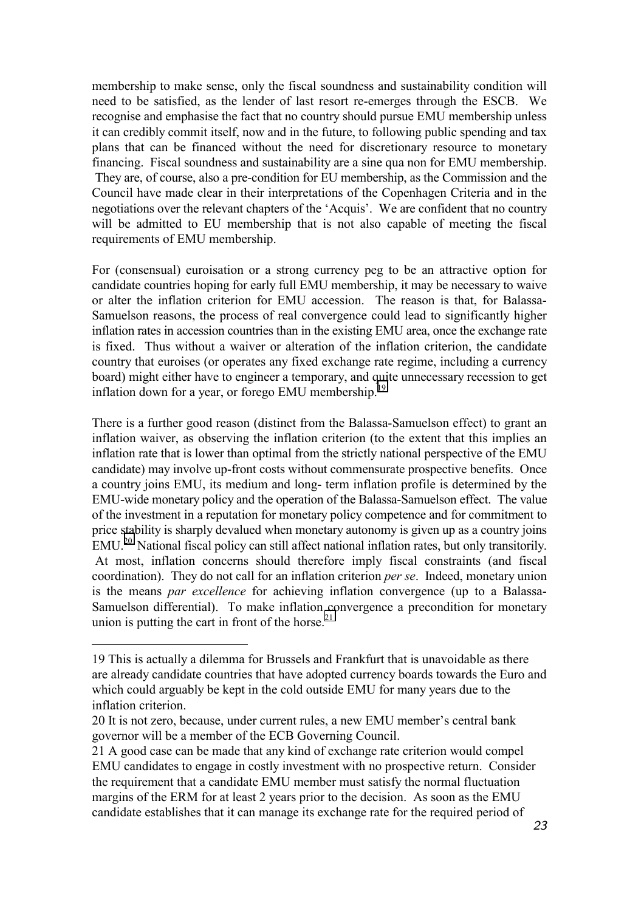membership to make sense, only the fiscal soundness and sustainability condition will need to be satisfied, as the lender of last resort re-emerges through the ESCB. We recognise and emphasise the fact that no country should pursue EMU membership unless it can credibly commit itself, now and in the future, to following public spending and tax plans that can be financed without the need for discretionary resource to monetary financing. Fiscal soundness and sustainability are a sine qua non for EMU membership. They are, of course, also a pre-condition for EU membership, as the Commission and the Council have made clear in their interpretations of the Copenhagen Criteria and in the negotiations over the relevant chapters of the 'Acquis'. We are confident that no country will be admitted to EU membership that is not also capable of meeting the fiscal requirements of EMU membership.

For (consensual) euroisation or a strong currency peg to be an attractive option for candidate countries hoping for early full EMU membership, it may be necessary to waive or alter the inflation criterion for EMU accession. The reason is that, for Balassa-Samuelson reasons, the process of real convergence could lead to significantly higher inflation rates in accession countries than in the existing EMU area, once the exchange rate is fixed. Thus without a waiver or alteration of the inflation criterion, the candidate country that euroises (or operates any fixed exchange rate regime, including a currency board) might either have to engineer a temporary, and quite unnecessary recession to get inflation down for a year, or forego EMU membership.[19]

There is a further good reason (distinct from the Balassa-Samuelson effect) to grant an inflation waiver, as observing the inflation criterion (to the extent that this implies an inflation rate that is lower than optimal from the strictly national perspective of the EMU candidate) may involve up-front costs without commensurate prospective benefits. Once a country joins EMU, its medium and long- term inflation profile is determined by the EMU-wide monetary policy and the operation of the Balassa-Samuelson effect. The value of the investment in a reputation for monetary policy competence and for commitment to price stability is sharply devalued when monetary autonomy is given up as a country joins EMU.[20] National fiscal policy can still affect national inflation rates, but only transitorily. At most, inflation concerns should therefore imply fiscal constraints (and fiscal coordination). They do not call for an inflation criterion *per se*. Indeed, monetary union is the means *par excellence* for achieving inflation convergence (up to a Balassa-Samuelson differential). To make inflation convergence a precondition for monetary union is putting the cart in front of the horse.[21]

---

19 This is actually a dilemma for Brussels and Frankfurt that is unavoidable as there are already candidate countries that have adopted currency boards towards the Euro and which could arguably be kept in the cold outside EMU for many years due to the inflation criterion.

20 It is not zero, because, under current rules, a new EMU member's central bank governor will be a member of the ECB Governing Council.

21 A good case can be made that any kind of exchange rate criterion would compel EMU candidates to engage in costly investment with no prospective return. Consider the requirement that a candidate EMU member must satisfy the normal fluctuation margins of the ERM for at least 2 years prior to the decision. As soon as the EMU candidate establishes that it can manage its exchange rate for the required period of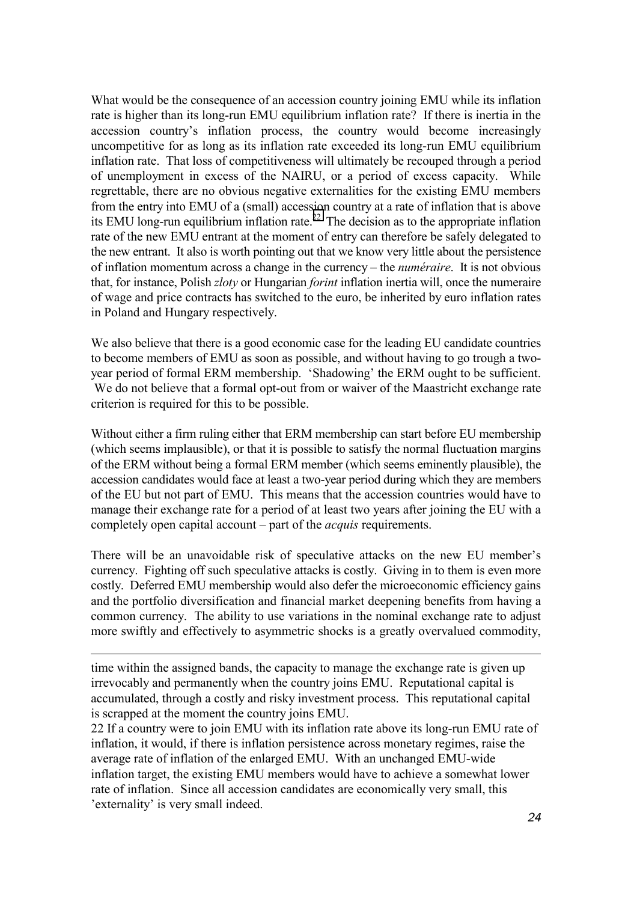What would be the consequence of an accession country joining EMU while its inflation rate is higher than its long-run EMU equilibrium inflation rate? If there is inertia in the accession country's inflation process, the country would become increasingly uncompetitive for as long as its inflation rate exceeded its long-run EMU equilibrium inflation rate. That loss of competitiveness will ultimately be recouped through a period of unemployment in excess of the NAIRU, or a period of excess capacity. While regrettable, there are no obvious negative externalities for the existing EMU members from the entry into EMU of a (small) accession country at a rate of inflation that is above its EMU long-run equilibrium inflation rate.[22] The decision as to the appropriate inflation rate of the new EMU entrant at the moment of entry can therefore be safely delegated to the new entrant. It also is worth pointing out that we know very little about the persistence of inflation momentum across a change in the currency – the *numéraire*. It is not obvious that, for instance, Polish *zloty* or Hungarian *forint* inflation inertia will, once the numeraire of wage and price contracts has switched to the euro, be inherited by euro inflation rates in Poland and Hungary respectively.

We also believe that there is a good economic case for the leading EU candidate countries to become members of EMU as soon as possible, and without having to go trough a two-year period of formal ERM membership. 'Shadowing' the ERM ought to be sufficient. We do not believe that a formal opt-out from or waiver of the Maastricht exchange rate criterion is required for this to be possible.

Without either a firm ruling either that ERM membership can start before EU membership (which seems implausible), or that it is possible to satisfy the normal fluctuation margins of the ERM without being a formal ERM member (which seems eminently plausible), the accession candidates would face at least a two-year period during which they are members of the EU but not part of EMU. This means that the accession countries would have to manage their exchange rate for a period of at least two years after joining the EU with a completely open capital account – part of the *acquis* requirements.

There will be an unavoidable risk of speculative attacks on the new EU member's currency. Fighting off such speculative attacks is costly. Giving in to them is even more costly. Deferred EMU membership would also defer the microeconomic efficiency gains and the portfolio diversification and financial market deepening benefits from having a common currency. The ability to use variations in the nominal exchange rate to adjust more swiftly and effectively to asymmetric shocks is a greatly overvalued commodity,

---

time within the assigned bands, the capacity to manage the exchange rate is given up irrevocably and permanently when the country joins EMU. Reputational capital is accumulated, through a costly and risky investment process. This reputational capital is scrapped at the moment the country joins EMU.

22 If a country were to join EMU with its inflation rate above its long-run EMU rate of inflation, it would, if there is inflation persistence across monetary regimes, raise the average rate of inflation of the enlarged EMU. With an unchanged EMU-wide inflation target, the existing EMU members would have to achieve a somewhat lower rate of inflation. Since all accession candidates are economically very small, this 'externality' is very small indeed.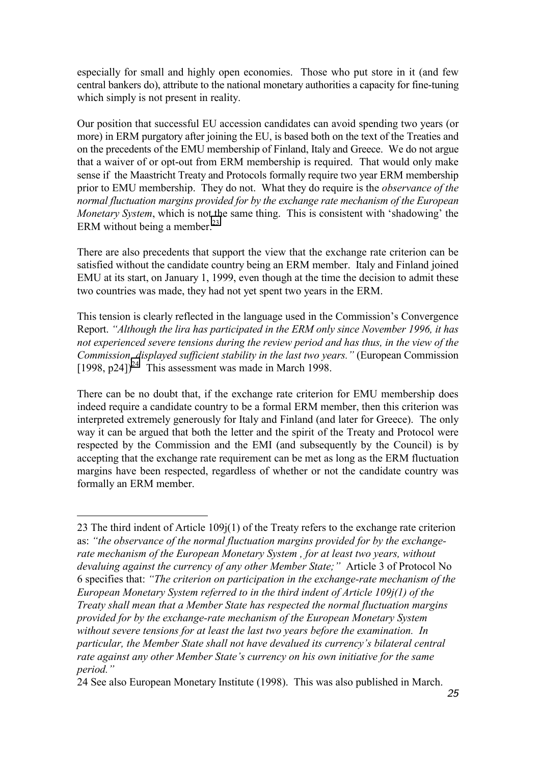especially for small and highly open economies. Those who put store in it (and few central bankers do), attribute to the national monetary authorities a capacity for fine-tuning which simply is not present in reality.

Our position that successful EU accession candidates can avoid spending two years (or more) in ERM purgatory after joining the EU, is based both on the text of the Treaties and on the precedents of the EMU membership of Finland, Italy and Greece. We do not argue that a waiver of or opt-out from ERM membership is required. That would only make sense if the Maastricht Treaty and Protocols formally require two year ERM membership prior to EMU membership. They do not. What they do require is the *observance of the normal fluctuation margins provided for by the exchange rate mechanism of the European Monetary System*, which is not the same thing. This is consistent with 'shadowing' the ERM without being a member.[23]

There are also precedents that support the view that the exchange rate criterion can be satisfied without the candidate country being an ERM member. Italy and Finland joined EMU at its start, on January 1, 1999, even though at the time the decision to admit these two countries was made, they had not yet spent two years in the ERM.

This tension is clearly reflected in the language used in the Commission's Convergence Report. *"Although the lira has participated in the ERM only since November 1996, it has not experienced severe tensions during the review period and has thus, in the view of the Commission, displayed sufficient stability in the last two years."* (European Commission [1998, p24]).[24] This assessment was made in March 1998.

There can be no doubt that, if the exchange rate criterion for EMU membership does indeed require a candidate country to be a formal ERM member, then this criterion was interpreted extremely generously for Italy and Finland (and later for Greece). The only way it can be argued that both the letter and the spirit of the Treaty and Protocol were respected by the Commission and the EMI (and subsequently by the Council) is by accepting that the exchange rate requirement can be met as long as the ERM fluctuation margins have been respected, regardless of whether or not the candidate country was formally an ERM member.

---

23 The third indent of Article 109j(1) of the Treaty refers to the exchange rate criterion as: *"the observance of the normal fluctuation margins provided for by the exchange-rate mechanism of the European Monetary System , for at least two years, without devaluing against the currency of any other Member State;"* Article 3 of Protocol No 6 specifies that: *"The criterion on participation in the exchange-rate mechanism of the European Monetary System referred to in the third indent of Article 109j(1) of the Treaty shall mean that a Member State has respected the normal fluctuation margins provided for by the exchange-rate mechanism of the European Monetary System without severe tensions for at least the last two years before the examination. In particular, the Member State shall not have devalued its currency's bilateral central rate against any other Member State's currency on his own initiative for the same period."*

24 See also European Monetary Institute (1998). This was also published in March.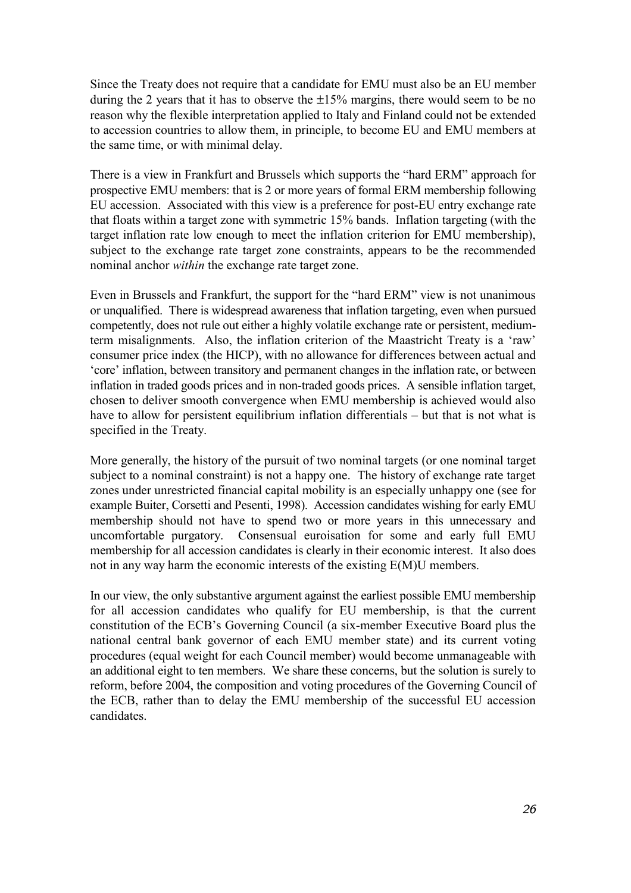Since the Treaty does not require that a candidate for EMU must also be an EU member during the 2 years that it has to observe the ±15% margins, there would seem to be no reason why the flexible interpretation applied to Italy and Finland could not be extended to accession countries to allow them, in principle, to become EU and EMU members at the same time, or with minimal delay.

There is a view in Frankfurt and Brussels which supports the "hard ERM" approach for prospective EMU members: that is 2 or more years of formal ERM membership following EU accession. Associated with this view is a preference for post-EU entry exchange rate that floats within a target zone with symmetric 15% bands. Inflation targeting (with the target inflation rate low enough to meet the inflation criterion for EMU membership), subject to the exchange rate target zone constraints, appears to be the recommended nominal anchor *within* the exchange rate target zone.

Even in Brussels and Frankfurt, the support for the "hard ERM" view is not unanimous or unqualified. There is widespread awareness that inflation targeting, even when pursued competently, does not rule out either a highly volatile exchange rate or persistent, medium-term misalignments. Also, the inflation criterion of the Maastricht Treaty is a 'raw' consumer price index (the HICP), with no allowance for differences between actual and 'core' inflation, between transitory and permanent changes in the inflation rate, or between inflation in traded goods prices and in non-traded goods prices. A sensible inflation target, chosen to deliver smooth convergence when EMU membership is achieved would also have to allow for persistent equilibrium inflation differentials – but that is not what is specified in the Treaty.

More generally, the history of the pursuit of two nominal targets (or one nominal target subject to a nominal constraint) is not a happy one. The history of exchange rate target zones under unrestricted financial capital mobility is an especially unhappy one (see for example Buiter, Corsetti and Pesenti, 1998). Accession candidates wishing for early EMU membership should not have to spend two or more years in this unnecessary and uncomfortable purgatory. Consensual euroisation for some and early full EMU membership for all accession candidates is clearly in their economic interest. It also does not in any way harm the economic interests of the existing E(M)U members.

In our view, the only substantive argument against the earliest possible EMU membership for all accession candidates who qualify for EU membership, is that the current constitution of the ECB's Governing Council (a six-member Executive Board plus the national central bank governor of each EMU member state) and its current voting procedures (equal weight for each Council member) would become unmanageable with an additional eight to ten members. We share these concerns, but the solution is surely to reform, before 2004, the composition and voting procedures of the Governing Council of the ECB, rather than to delay the EMU membership of the successful EU accession candidates.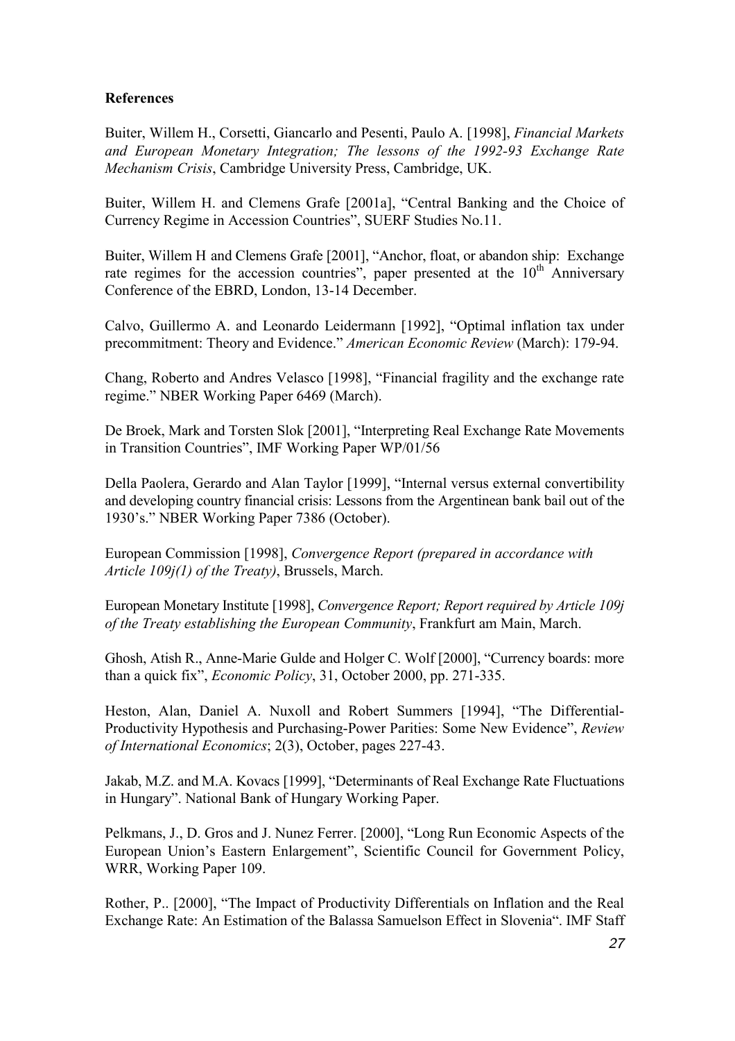**References**

Buiter, Willem H., Corsetti, Giancarlo and Pesenti, Paulo A. [1998], *Financial Markets and European Monetary Integration; The lessons of the 1992-93 Exchange Rate Mechanism Crisis*, Cambridge University Press, Cambridge, UK.

Buiter, Willem H. and Clemens Grafe [2001a], "Central Banking and the Choice of Currency Regime in Accession Countries", SUERF Studies No.11.

Buiter, Willem H and Clemens Grafe [2001], "Anchor, float, or abandon ship: Exchange rate regimes for the accession countries", paper presented at the 10th Anniversary Conference of the EBRD, London, 13-14 December.

Calvo, Guillermo A. and Leonardo Leidermann [1992], "Optimal inflation tax under precommitment: Theory and Evidence." *American Economic Review* (March): 179-94.

Chang, Roberto and Andres Velasco [1998], "Financial fragility and the exchange rate regime." NBER Working Paper 6469 (March).

De Broek, Mark and Torsten Slok [2001], "Interpreting Real Exchange Rate Movements in Transition Countries", IMF Working Paper WP/01/56

Della Paolera, Gerardo and Alan Taylor [1999], "Internal versus external convertibility and developing country financial crisis: Lessons from the Argentinean bank bail out of the 1930's." NBER Working Paper 7386 (October).

European Commission [1998], *Convergence Report (prepared in accordance with Article 109j(1) of the Treaty)*, Brussels, March.

European Monetary Institute [1998], *Convergence Report; Report required by Article 109j of the Treaty establishing the European Community*, Frankfurt am Main, March.

Ghosh, Atish R., Anne-Marie Gulde and Holger C. Wolf [2000], "Currency boards: more than a quick fix", *Economic Policy*, 31, October 2000, pp. 271-335.

Heston, Alan, Daniel A. Nuxoll and Robert Summers [1994], "The Differential-Productivity Hypothesis and Purchasing-Power Parities: Some New Evidence", *Review of International Economics*; 2(3), October, pages 227-43.

Jakab, M.Z. and M.A. Kovacs [1999], "Determinants of Real Exchange Rate Fluctuations in Hungary". National Bank of Hungary Working Paper.

Pelkmans, J., D. Gros and J. Nunez Ferrer. [2000], "Long Run Economic Aspects of the European Union's Eastern Enlargement", Scientific Council for Government Policy, WRR, Working Paper 109.

Rother, P.. [2000], "The Impact of Productivity Differentials on Inflation and the Real Exchange Rate: An Estimation of the Balassa Samuelson Effect in Slovenia". IMF Staff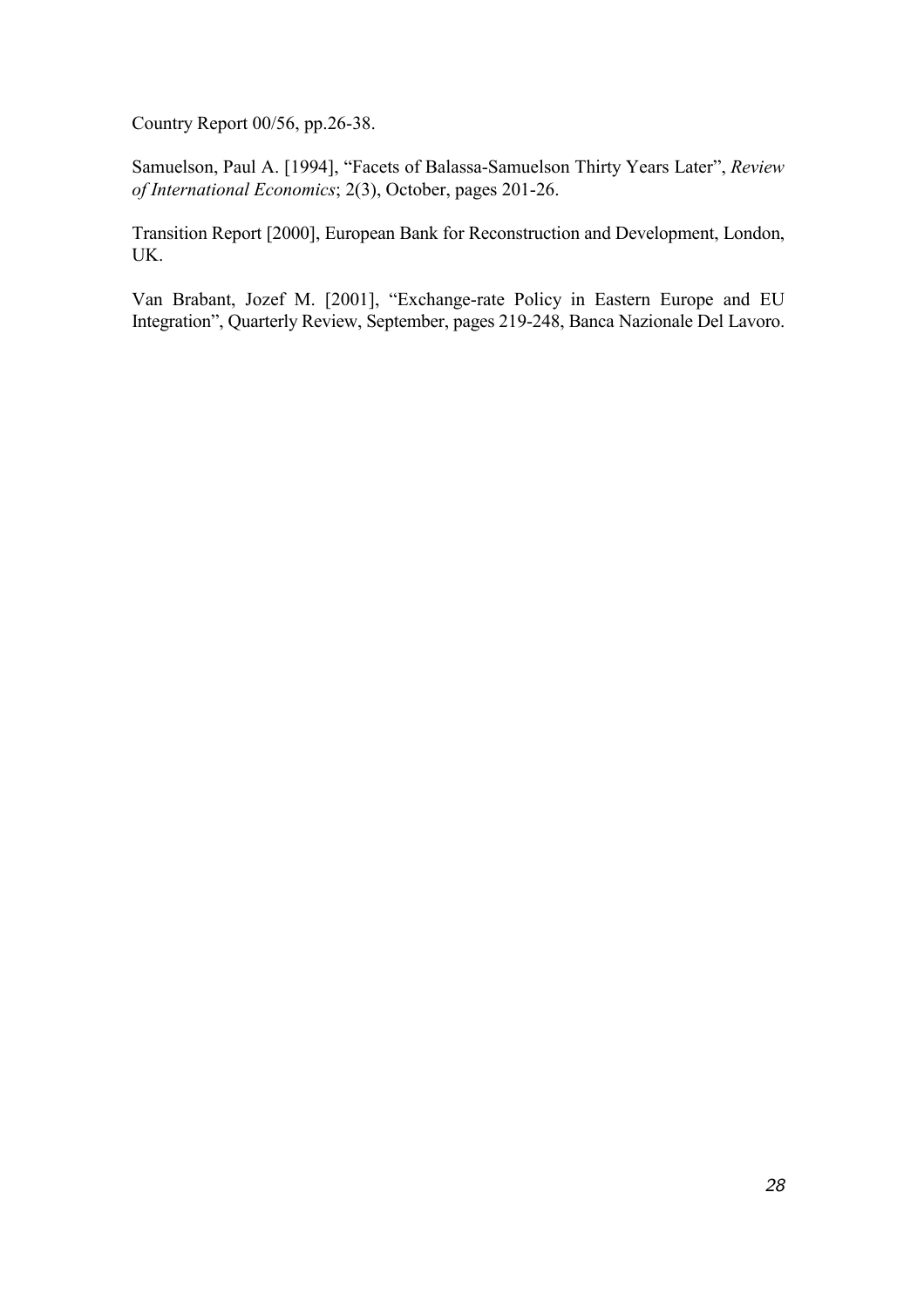Country Report 00/56, pp.26-38.

Samuelson, Paul A. [1994], "Facets of Balassa-Samuelson Thirty Years Later", *Review of International Economics*; 2(3), October, pages 201-26.

Transition Report [2000], European Bank for Reconstruction and Development, London, UK.

Van Brabant, Jozef M. [2001], "Exchange-rate Policy in Eastern Europe and EU Integration", Quarterly Review, September, pages 219-248, Banca Nazionale Del Lavoro.